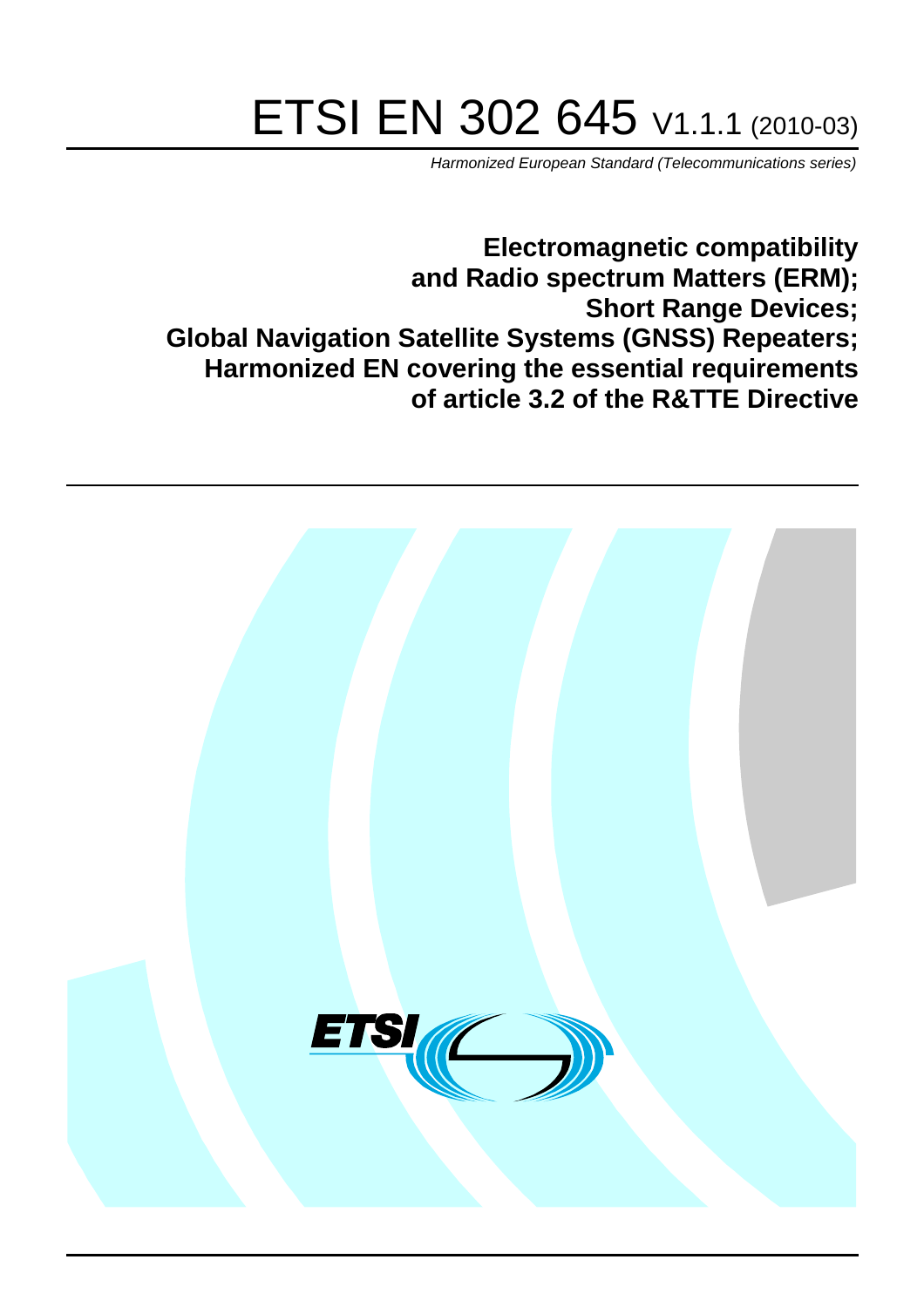# ETSI EN 302 645 V1.1.1 (2010-03)

*Harmonized European Standard (Telecommunications series)*

**Electromagnetic compatibility and Radio spectrum Matters (ERM); Short Range Devices; Global Navigation Satellite Systems (GNSS) Repeaters; Harmonized EN covering the essential requirements of article 3.2 of the R&TTE Directive**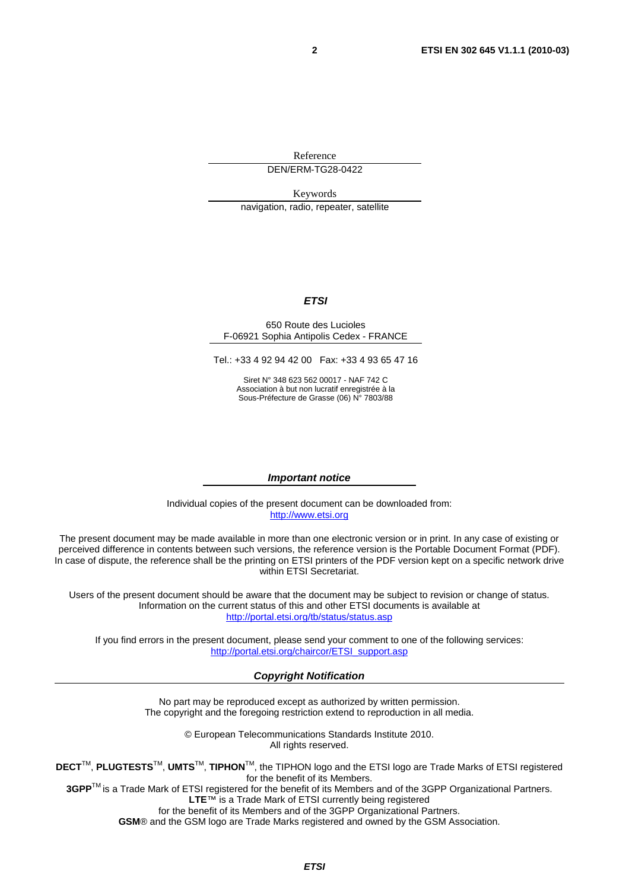Reference

DEN/ERM-TG28-0422

Keywords

navigation, radio, repeater, satellite

***ETSI***

650 Route des Lucioles
F-06921 Sophia Antipolis Cedex - FRANCE

Tel.: +33 4 92 94 42 00 Fax: +33 4 93 65 47 16

Siret N° 348 623 562 00017 - NAF 742 C
Association à but non lucratif enregistrée à la
Sous-Préfecture de Grasse (06) N° 7803/88

***Important notice***

Individual copies of the present document can be downloaded from:
http://www.etsi.org

The present document may be made available in more than one electronic version or in print. In any case of existing or perceived difference in contents between such versions, the reference version is the Portable Document Format (PDF). In case of dispute, the reference shall be the printing on ETSI printers of the PDF version kept on a specific network drive within ETSI Secretariat.

Users of the present document should be aware that the document may be subject to revision or change of status. Information on the current status of this and other ETSI documents is available at
http://portal.etsi.org/tb/status/status.asp

If you find errors in the present document, please send your comment to one of the following services:
http://portal.etsi.org/chaircor/ETSI_support.asp

***Copyright Notification***

No part may be reproduced except as authorized by written permission.
The copyright and the foregoing restriction extend to reproduction in all media.

© European Telecommunications Standards Institute 2010.
All rights reserved.

**DECT**™, **PLUGTESTS**™, **UMTS**™, **TIPHON**™, the TIPHON logo and the ETSI logo are Trade Marks of ETSI registered for the benefit of its Members.
**3GPP**™ is a Trade Mark of ETSI registered for the benefit of its Members and of the 3GPP Organizational Partners.
**LTE**™ is a Trade Mark of ETSI currently being registered
for the benefit of its Members and of the 3GPP Organizational Partners.
**GSM**® and the GSM logo are Trade Marks registered and owned by the GSM Association.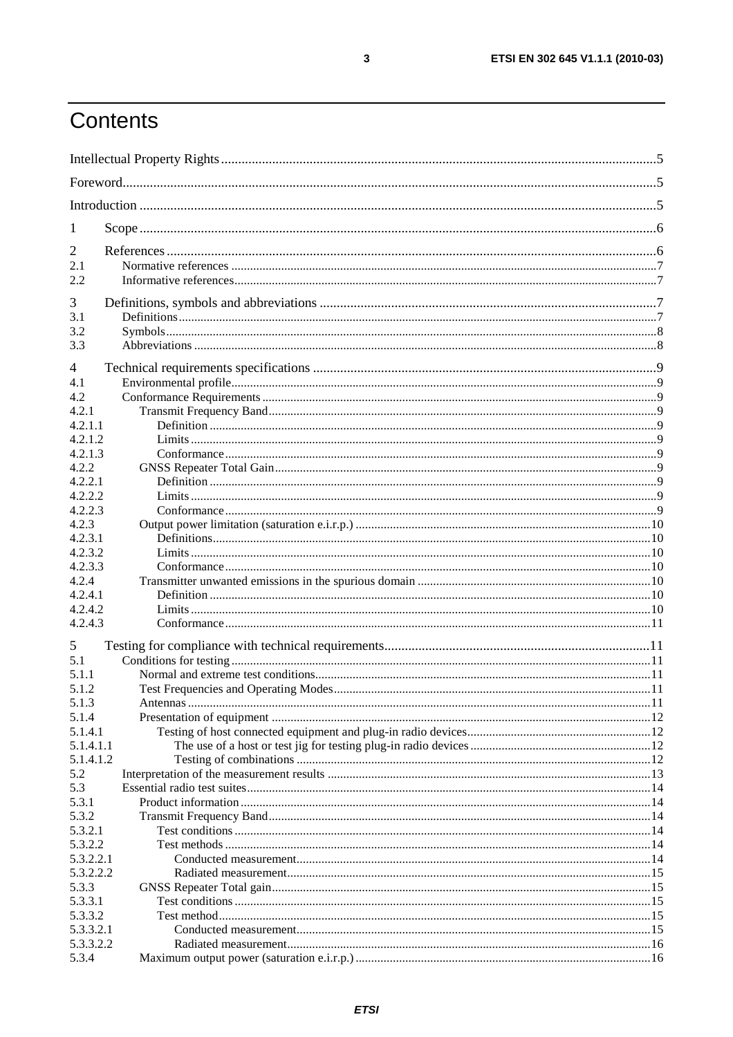# Contents

Intellectual Property Rights ....5
Foreword ....5
Introduction ....5

1 Scope ....6

2 References ....6
2.1 Normative references ....7
2.2 Informative references ....7

3 Definitions, symbols and abbreviations ....7
3.1 Definitions ....7
3.2 Symbols ....8
3.3 Abbreviations ....8

4 Technical requirements specifications ....9
4.1 Environmental profile ....9
4.2 Conformance Requirements ....9
4.2.1 Transmit Frequency Band ....9
4.2.1.1 Definition ....9
4.2.1.2 Limits ....9
4.2.1.3 Conformance ....9
4.2.2 GNSS Repeater Total Gain ....9
4.2.2.1 Definition ....9
4.2.2.2 Limits ....9
4.2.2.3 Conformance ....9
4.2.3 Output power limitation (saturation e.i.r.p.) ....10
4.2.3.1 Definitions ....10
4.2.3.2 Limits ....10
4.2.3.3 Conformance ....10
4.2.4 Transmitter unwanted emissions in the spurious domain ....10
4.2.4.1 Definition ....10
4.2.4.2 Limits ....10
4.2.4.3 Conformance ....11

5 Testing for compliance with technical requirements ....11
5.1 Conditions for testing ....11
5.1.1 Normal and extreme test conditions ....11
5.1.2 Test Frequencies and Operating Modes ....11
5.1.3 Antennas ....11
5.1.4 Presentation of equipment ....12
5.1.4.1 Testing of host connected equipment and plug-in radio devices ....12
5.1.4.1.1 The use of a host or test jig for testing plug-in radio devices ....12
5.1.4.1.2 Testing of combinations ....12
5.2 Interpretation of the measurement results ....13
5.3 Essential radio test suites ....14
5.3.1 Product information ....14
5.3.2 Transmit Frequency Band ....14
5.3.2.1 Test conditions ....14
5.3.2.2 Test methods ....14
5.3.2.2.1 Conducted measurement ....14
5.3.2.2.2 Radiated measurement ....15
5.3.3 GNSS Repeater Total gain ....15
5.3.3.1 Test conditions ....15
5.3.3.2 Test method ....15
5.3.3.2.1 Conducted measurement ....15
5.3.3.2.2 Radiated measurement ....16
5.3.4 Maximum output power (saturation e.i.r.p.) ....16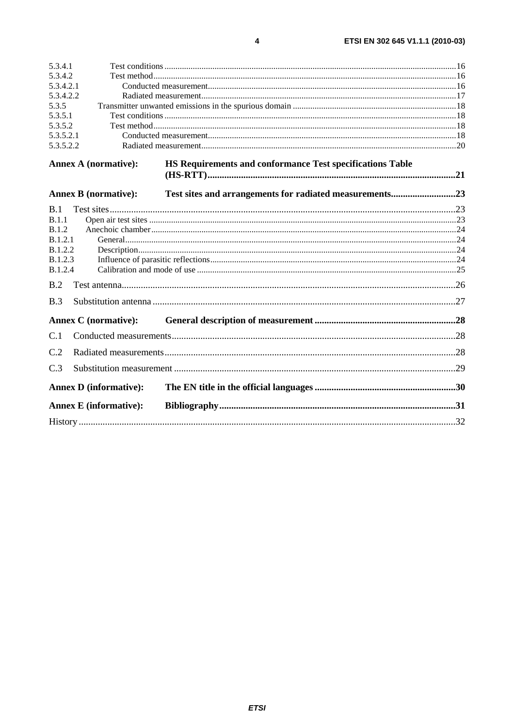5.3.4.1 Test conditions ....................................................................................................................................16
5.3.4.2 Test method..........................................................................................................................................16
5.3.4.2.1 Conducted measurement.................................................................................................................16
5.3.4.2.2 Radiated measurement....................................................................................................................17
5.3.5 Transmitter unwanted emissions in the spurious domain ...........................................................................18
5.3.5.1 Test conditions ....................................................................................................................................18
5.3.5.2 Test method..........................................................................................................................................18
5.3.5.2.1 Conducted measurement.................................................................................................................18
5.3.5.2.2 Radiated measurement....................................................................................................................20

**Annex A (normative): HS Requirements and conformance Test specifications Table (HS-RTT)........................................................................................................21**

**Annex B (normative): Test sites and arrangements for radiated measurements...........................23**

B.1 Test sites.................................................................................................................................................23
B.1.1 Open air test sites .............................................................................................................................23
B.1.2 Anechoic chamber............................................................................................................................24
B.1.2.1 General.........................................................................................................................................24
B.1.2.2 Description...................................................................................................................................24
B.1.2.3 Influence of parasitic reflections.................................................................................................24
B.1.2.4 Calibration and mode of use .......................................................................................................25

B.2 Test antenna............................................................................................................................................26

B.3 Substitution antenna ...............................................................................................................................27

**Annex C (normative): General description of measurement ...........................................................28**

C.1 Conducted measurements.......................................................................................................................28

C.2 Radiated measurements..........................................................................................................................28

C.3 Substitution measurement .....................................................................................................................29

**Annex D (informative): The EN title in the official languages ...........................................................30**

**Annex E (informative): Bibliography...................................................................................................31**

History .............................................................................................................................................................32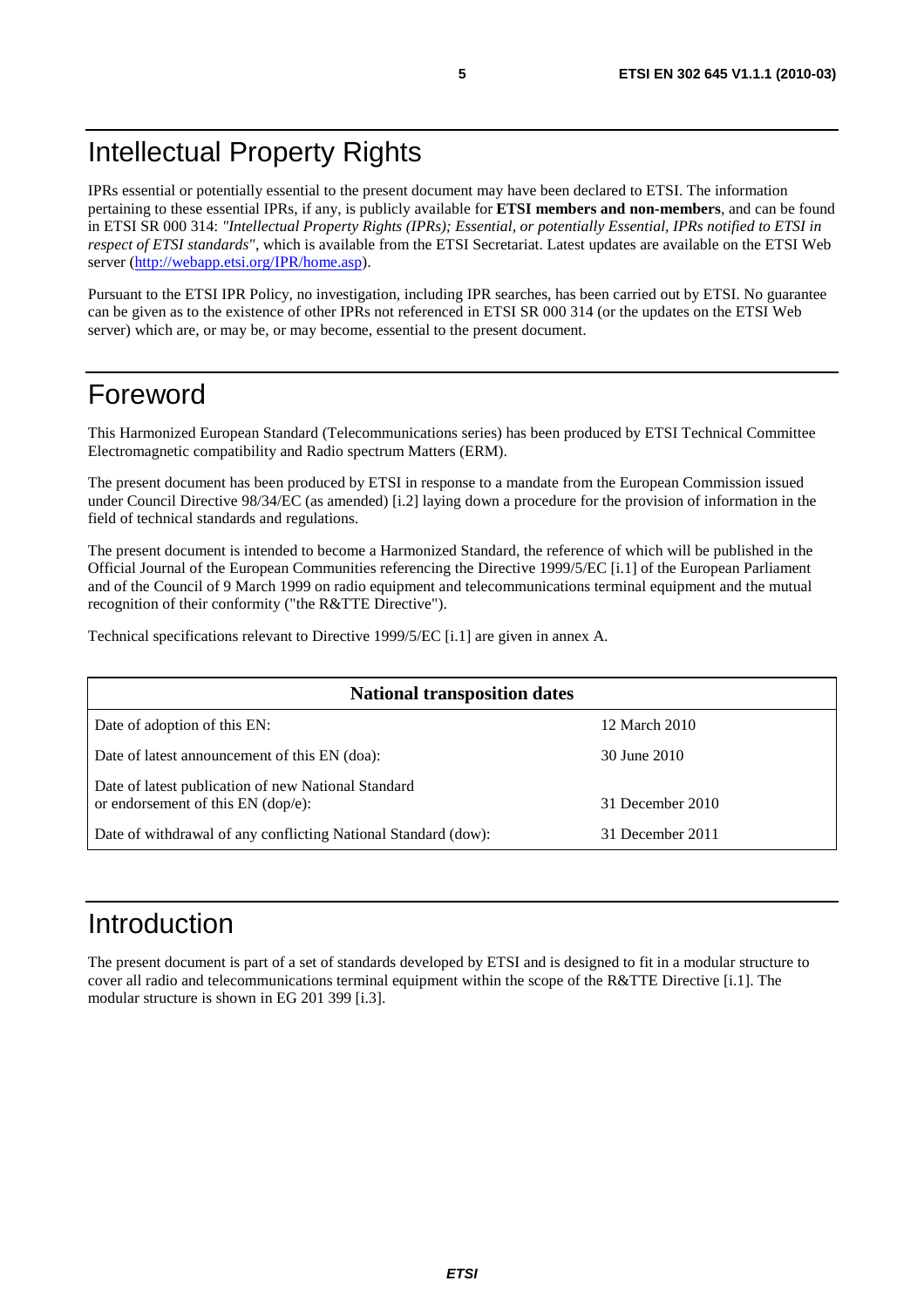# Intellectual Property Rights

IPRs essential or potentially essential to the present document may have been declared to ETSI. The information pertaining to these essential IPRs, if any, is publicly available for **ETSI members and non-members**, and can be found in ETSI SR 000 314: *"Intellectual Property Rights (IPRs); Essential, or potentially Essential, IPRs notified to ETSI in respect of ETSI standards"*, which is available from the ETSI Secretariat. Latest updates are available on the ETSI Web server (http://webapp.etsi.org/IPR/home.asp).

Pursuant to the ETSI IPR Policy, no investigation, including IPR searches, has been carried out by ETSI. No guarantee can be given as to the existence of other IPRs not referenced in ETSI SR 000 314 (or the updates on the ETSI Web server) which are, or may be, or may become, essential to the present document.

# Foreword

This Harmonized European Standard (Telecommunications series) has been produced by ETSI Technical Committee Electromagnetic compatibility and Radio spectrum Matters (ERM).

The present document has been produced by ETSI in response to a mandate from the European Commission issued under Council Directive 98/34/EC (as amended) [i.2] laying down a procedure for the provision of information in the field of technical standards and regulations.

The present document is intended to become a Harmonized Standard, the reference of which will be published in the Official Journal of the European Communities referencing the Directive 1999/5/EC [i.1] of the European Parliament and of the Council of 9 March 1999 on radio equipment and telecommunications terminal equipment and the mutual recognition of their conformity ("the R&TTE Directive").

Technical specifications relevant to Directive 1999/5/EC [i.1] are given in annex A.

| **National transposition dates** | |
|---|---|
| Date of adoption of this EN: | 12 March 2010 |
| Date of latest announcement of this EN (doa): | 30 June 2010 |
| Date of latest publication of new National Standard or endorsement of this EN (dop/e): | 31 December 2010 |
| Date of withdrawal of any conflicting National Standard (dow): | 31 December 2011 |

# Introduction

The present document is part of a set of standards developed by ETSI and is designed to fit in a modular structure to cover all radio and telecommunications terminal equipment within the scope of the R&TTE Directive [i.1]. The modular structure is shown in EG 201 399 [i.3].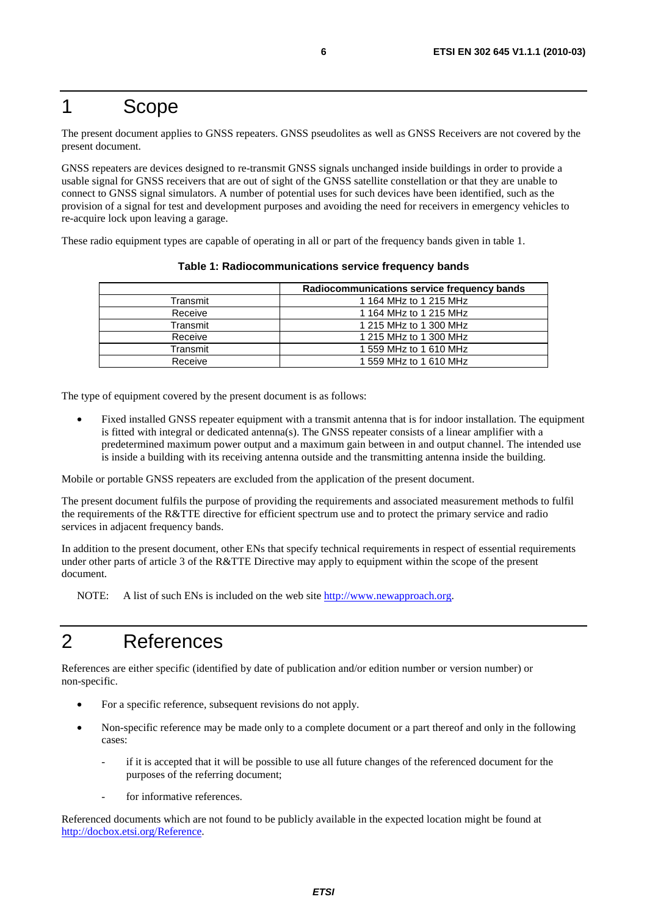# 1 Scope

The present document applies to GNSS repeaters. GNSS pseudolites as well as GNSS Receivers are not covered by the present document.

GNSS repeaters are devices designed to re-transmit GNSS signals unchanged inside buildings in order to provide a usable signal for GNSS receivers that are out of sight of the GNSS satellite constellation or that they are unable to connect to GNSS signal simulators. A number of potential uses for such devices have been identified, such as the provision of a signal for test and development purposes and avoiding the need for receivers in emergency vehicles to re-acquire lock upon leaving a garage.

These radio equipment types are capable of operating in all or part of the frequency bands given in table 1.

**Table 1: Radiocommunications service frequency bands**

| | Radiocommunications service frequency bands |
|---|---|
| Transmit | 1 164 MHz to 1 215 MHz |
| Receive | 1 164 MHz to 1 215 MHz |
| Transmit | 1 215 MHz to 1 300 MHz |
| Receive | 1 215 MHz to 1 300 MHz |
| Transmit | 1 559 MHz to 1 610 MHz |
| Receive | 1 559 MHz to 1 610 MHz |

The type of equipment covered by the present document is as follows:

- Fixed installed GNSS repeater equipment with a transmit antenna that is for indoor installation. The equipment is fitted with integral or dedicated antenna(s). The GNSS repeater consists of a linear amplifier with a predetermined maximum power output and a maximum gain between in and output channel. The intended use is inside a building with its receiving antenna outside and the transmitting antenna inside the building.

Mobile or portable GNSS repeaters are excluded from the application of the present document.

The present document fulfils the purpose of providing the requirements and associated measurement methods to fulfil the requirements of the R&TTE directive for efficient spectrum use and to protect the primary service and radio services in adjacent frequency bands.

In addition to the present document, other ENs that specify technical requirements in respect of essential requirements under other parts of article 3 of the R&TTE Directive may apply to equipment within the scope of the present document.

NOTE: A list of such ENs is included on the web site http://www.newapproach.org.

# 2 References

References are either specific (identified by date of publication and/or edition number or version number) or non-specific.

- For a specific reference, subsequent revisions do not apply.
- Non-specific reference may be made only to a complete document or a part thereof and only in the following cases:
  - if it is accepted that it will be possible to use all future changes of the referenced document for the purposes of the referring document;
  - for informative references.

Referenced documents which are not found to be publicly available in the expected location might be found at http://docbox.etsi.org/Reference.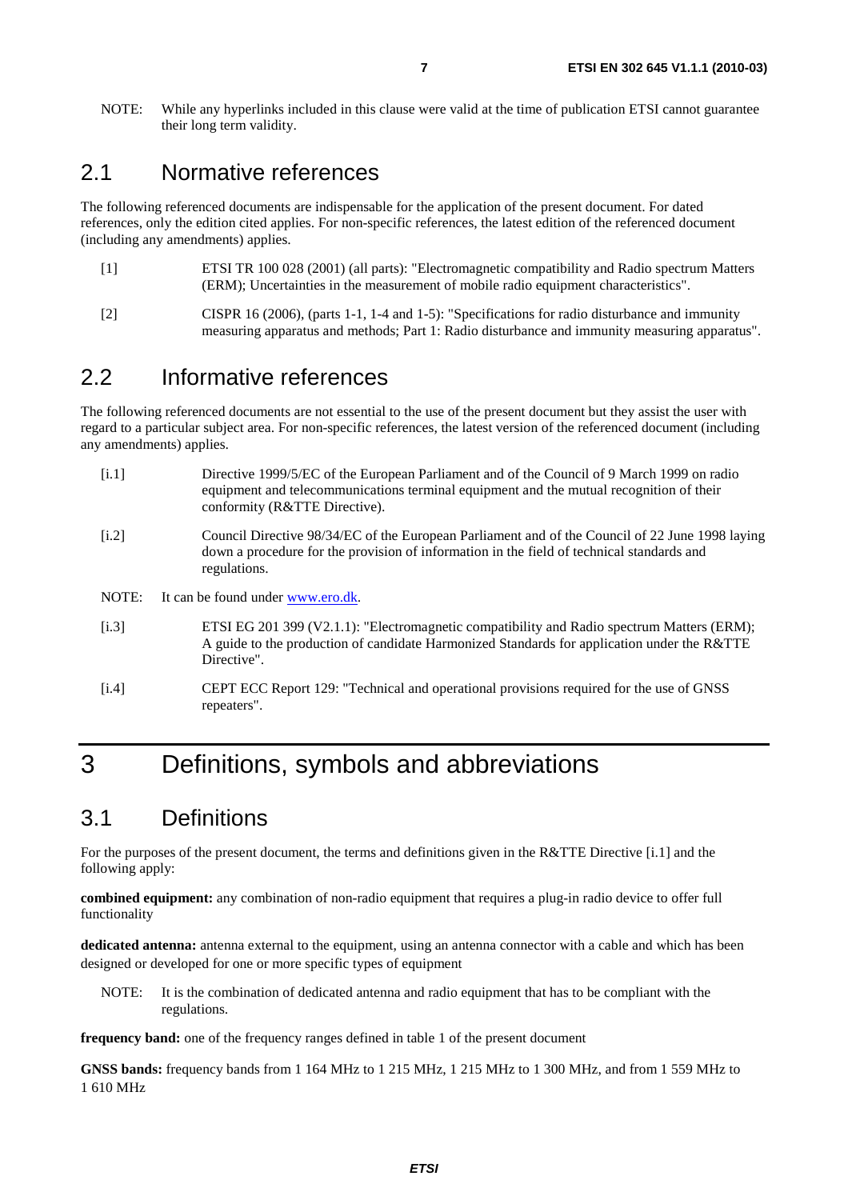NOTE: While any hyperlinks included in this clause were valid at the time of publication ETSI cannot guarantee their long term validity.

## 2.1 Normative references

The following referenced documents are indispensable for the application of the present document. For dated references, only the edition cited applies. For non-specific references, the latest edition of the referenced document (including any amendments) applies.

[1] ETSI TR 100 028 (2001) (all parts): "Electromagnetic compatibility and Radio spectrum Matters (ERM); Uncertainties in the measurement of mobile radio equipment characteristics".

[2] CISPR 16 (2006), (parts 1-1, 1-4 and 1-5): "Specifications for radio disturbance and immunity measuring apparatus and methods; Part 1: Radio disturbance and immunity measuring apparatus".

## 2.2 Informative references

The following referenced documents are not essential to the use of the present document but they assist the user with regard to a particular subject area. For non-specific references, the latest version of the referenced document (including any amendments) applies.

[i.1] Directive 1999/5/EC of the European Parliament and of the Council of 9 March 1999 on radio equipment and telecommunications terminal equipment and the mutual recognition of their conformity (R&TTE Directive).

[i.2] Council Directive 98/34/EC of the European Parliament and of the Council of 22 June 1998 laying down a procedure for the provision of information in the field of technical standards and regulations.

NOTE: It can be found under www.ero.dk.

[i.3] ETSI EG 201 399 (V2.1.1): "Electromagnetic compatibility and Radio spectrum Matters (ERM); A guide to the production of candidate Harmonized Standards for application under the R&TTE Directive".

[i.4] CEPT ECC Report 129: "Technical and operational provisions required for the use of GNSS repeaters".

# 3 Definitions, symbols and abbreviations

## 3.1 Definitions

For the purposes of the present document, the terms and definitions given in the R&TTE Directive [i.1] and the following apply:

**combined equipment:** any combination of non-radio equipment that requires a plug-in radio device to offer full functionality

**dedicated antenna:** antenna external to the equipment, using an antenna connector with a cable and which has been designed or developed for one or more specific types of equipment

NOTE: It is the combination of dedicated antenna and radio equipment that has to be compliant with the regulations.

**frequency band:** one of the frequency ranges defined in table 1 of the present document

**GNSS bands:** frequency bands from 1 164 MHz to 1 215 MHz, 1 215 MHz to 1 300 MHz, and from 1 559 MHz to 1 610 MHz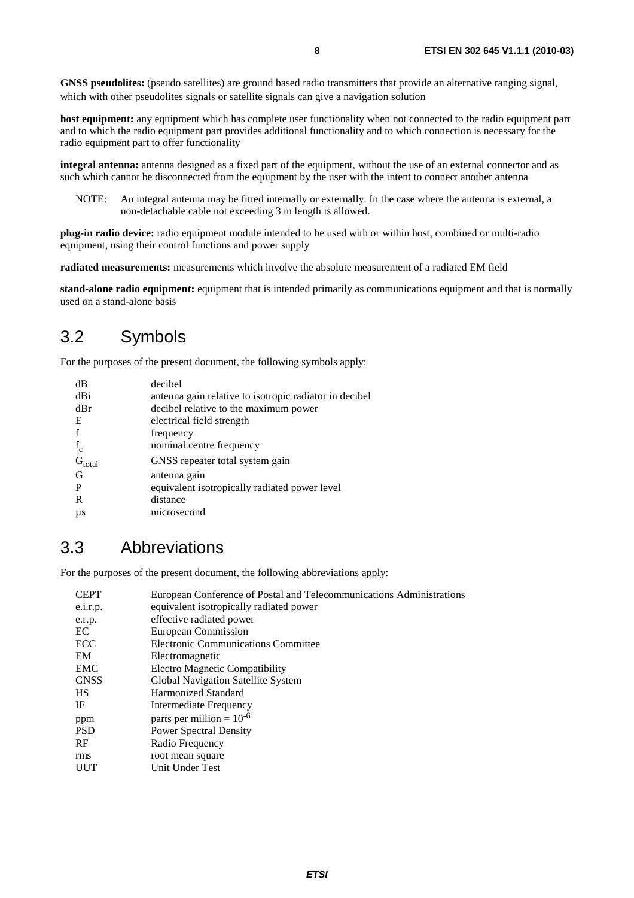**GNSS pseudolites:** (pseudo satellites) are ground based radio transmitters that provide an alternative ranging signal, which with other pseudolites signals or satellite signals can give a navigation solution

**host equipment:** any equipment which has complete user functionality when not connected to the radio equipment part and to which the radio equipment part provides additional functionality and to which connection is necessary for the radio equipment part to offer functionality

**integral antenna:** antenna designed as a fixed part of the equipment, without the use of an external connector and as such which cannot be disconnected from the equipment by the user with the intent to connect another antenna

NOTE: An integral antenna may be fitted internally or externally. In the case where the antenna is external, a non-detachable cable not exceeding 3 m length is allowed.

**plug-in radio device:** radio equipment module intended to be used with or within host, combined or multi-radio equipment, using their control functions and power supply

**radiated measurements:** measurements which involve the absolute measurement of a radiated EM field

**stand-alone radio equipment:** equipment that is intended primarily as communications equipment and that is normally used on a stand-alone basis

## 3.2 Symbols

For the purposes of the present document, the following symbols apply:

| | |
|---|---|
| dB | decibel |
| dBi | antenna gain relative to isotropic radiator in decibel |
| dBr | decibel relative to the maximum power |
| E | electrical field strength |
| f | frequency |
| $f_c$ | nominal centre frequency |
| $G_{total}$ | GNSS repeater total system gain |
| G | antenna gain |
| P | equivalent isotropically radiated power level |
| R | distance |
| µs | microsecond |

## 3.3 Abbreviations

For the purposes of the present document, the following abbreviations apply:

| | |
|---|---|
| CEPT | European Conference of Postal and Telecommunications Administrations |
| e.i.r.p. | equivalent isotropically radiated power |
| e.r.p. | effective radiated power |
| EC | European Commission |
| ECC | Electronic Communications Committee |
| EM | Electromagnetic |
| EMC | Electro Magnetic Compatibility |
| GNSS | Global Navigation Satellite System |
| HS | Harmonized Standard |
| IF | Intermediate Frequency |
| ppm | parts per million = $10^{-6}$ |
| PSD | Power Spectral Density |
| RF | Radio Frequency |
| rms | root mean square |
| UUT | Unit Under Test |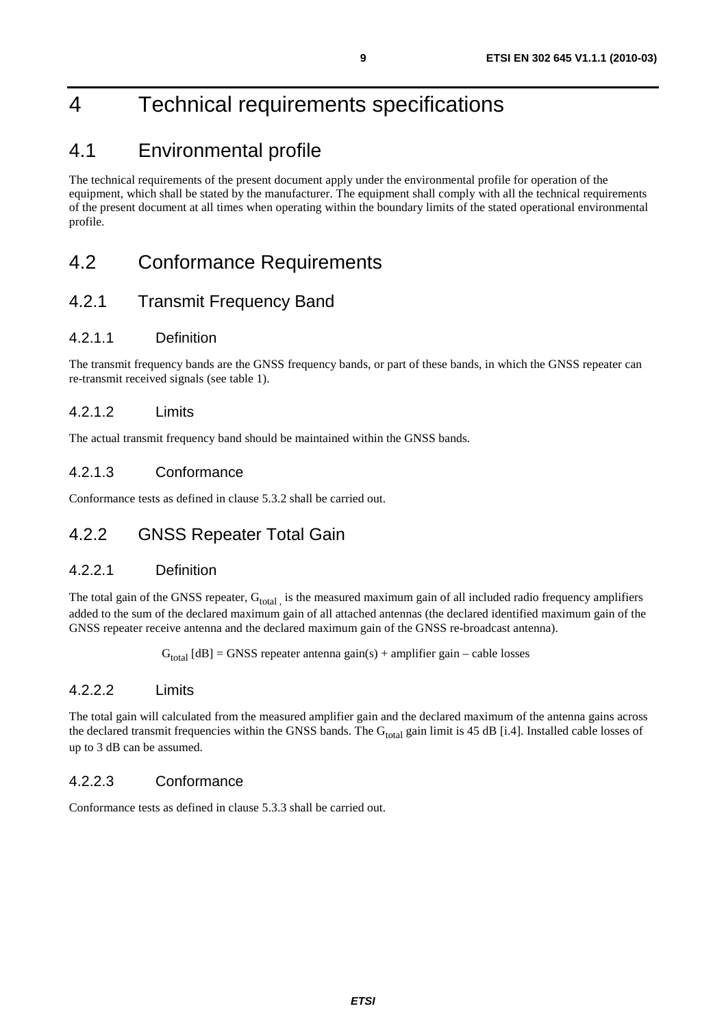# 4 Technical requirements specifications

## 4.1 Environmental profile

The technical requirements of the present document apply under the environmental profile for operation of the equipment, which shall be stated by the manufacturer. The equipment shall comply with all the technical requirements of the present document at all times when operating within the boundary limits of the stated operational environmental profile.

## 4.2 Conformance Requirements

### 4.2.1 Transmit Frequency Band

#### 4.2.1.1 Definition

The transmit frequency bands are the GNSS frequency bands, or part of these bands, in which the GNSS repeater can re-transmit received signals (see table 1).

#### 4.2.1.2 Limits

The actual transmit frequency band should be maintained within the GNSS bands.

#### 4.2.1.3 Conformance

Conformance tests as defined in clause 5.3.2 shall be carried out.

### 4.2.2 GNSS Repeater Total Gain

#### 4.2.2.1 Definition

The total gain of the GNSS repeater, $G_{total}$, is the measured maximum gain of all included radio frequency amplifiers added to the sum of the declared maximum gain of all attached antennas (the declared identified maximum gain of the GNSS repeater receive antenna and the declared maximum gain of the GNSS re-broadcast antenna).

$$G_{total} \text{ [dB]} = \text{GNSS repeater antenna gain(s)} + \text{amplifier gain} - \text{cable losses}$$

#### 4.2.2.2 Limits

The total gain will calculated from the measured amplifier gain and the declared maximum of the antenna gains across the declared transmit frequencies within the GNSS bands. The $G_{total}$ gain limit is 45 dB [i.4]. Installed cable losses of up to 3 dB can be assumed.

#### 4.2.2.3 Conformance

Conformance tests as defined in clause 5.3.3 shall be carried out.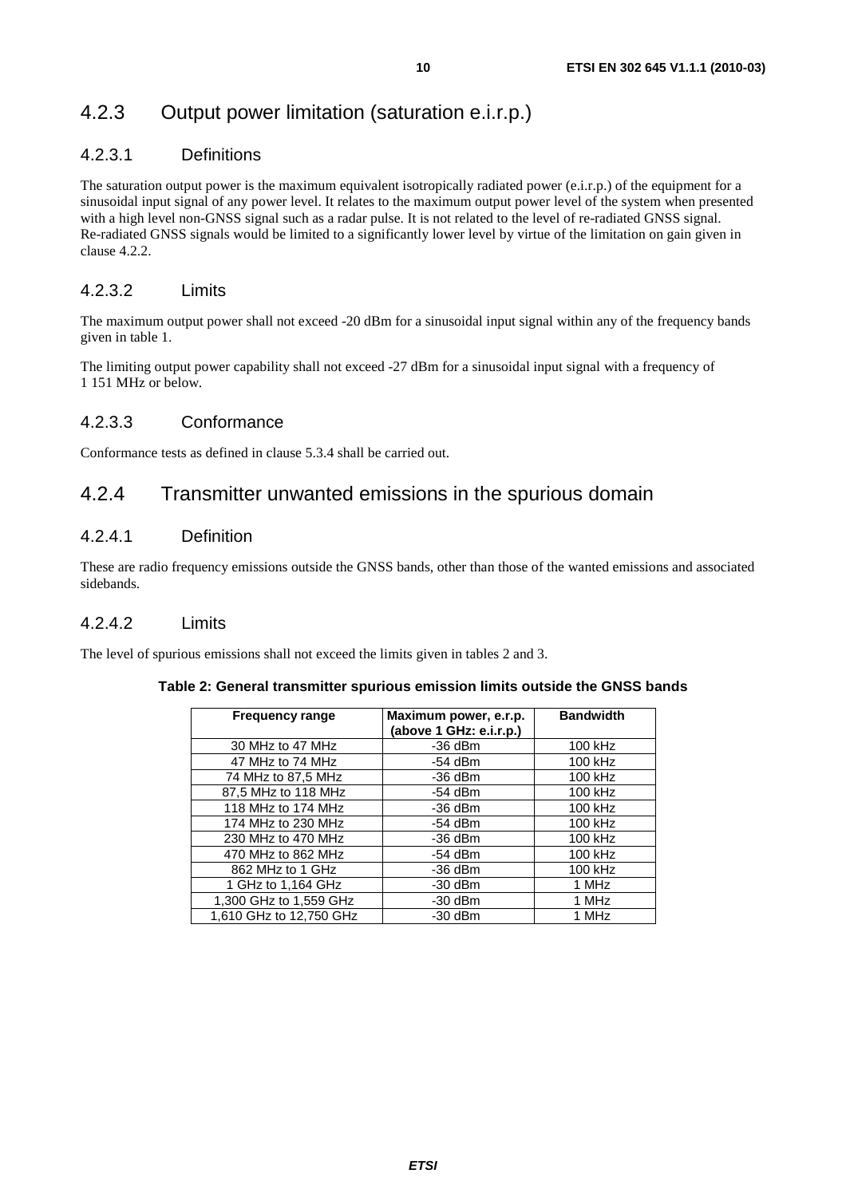### 4.2.3 Output power limitation (saturation e.i.r.p.)

#### 4.2.3.1 Definitions

The saturation output power is the maximum equivalent isotropically radiated power (e.i.r.p.) of the equipment for a sinusoidal input signal of any power level. It relates to the maximum output power level of the system when presented with a high level non-GNSS signal such as a radar pulse. It is not related to the level of re-radiated GNSS signal. Re-radiated GNSS signals would be limited to a significantly lower level by virtue of the limitation on gain given in clause 4.2.2.

#### 4.2.3.2 Limits

The maximum output power shall not exceed -20 dBm for a sinusoidal input signal within any of the frequency bands given in table 1.

The limiting output power capability shall not exceed -27 dBm for a sinusoidal input signal with a frequency of 1 151 MHz or below.

#### 4.2.3.3 Conformance

Conformance tests as defined in clause 5.3.4 shall be carried out.

### 4.2.4 Transmitter unwanted emissions in the spurious domain

#### 4.2.4.1 Definition

These are radio frequency emissions outside the GNSS bands, other than those of the wanted emissions and associated sidebands.

#### 4.2.4.2 Limits

The level of spurious emissions shall not exceed the limits given in tables 2 and 3.

**Table 2: General transmitter spurious emission limits outside the GNSS bands**

| Frequency range | Maximum power, e.r.p. (above 1 GHz: e.i.r.p.) | Bandwidth |
|---|---|---|
| 30 MHz to 47 MHz | -36 dBm | 100 kHz |
| 47 MHz to 74 MHz | -54 dBm | 100 kHz |
| 74 MHz to 87,5 MHz | -36 dBm | 100 kHz |
| 87,5 MHz to 118 MHz | -54 dBm | 100 kHz |
| 118 MHz to 174 MHz | -36 dBm | 100 kHz |
| 174 MHz to 230 MHz | -54 dBm | 100 kHz |
| 230 MHz to 470 MHz | -36 dBm | 100 kHz |
| 470 MHz to 862 MHz | -54 dBm | 100 kHz |
| 862 MHz to 1 GHz | -36 dBm | 100 kHz |
| 1 GHz to 1,164 GHz | -30 dBm | 1 MHz |
| 1,300 GHz to 1,559 GHz | -30 dBm | 1 MHz |
| 1,610 GHz to 12,750 GHz | -30 dBm | 1 MHz |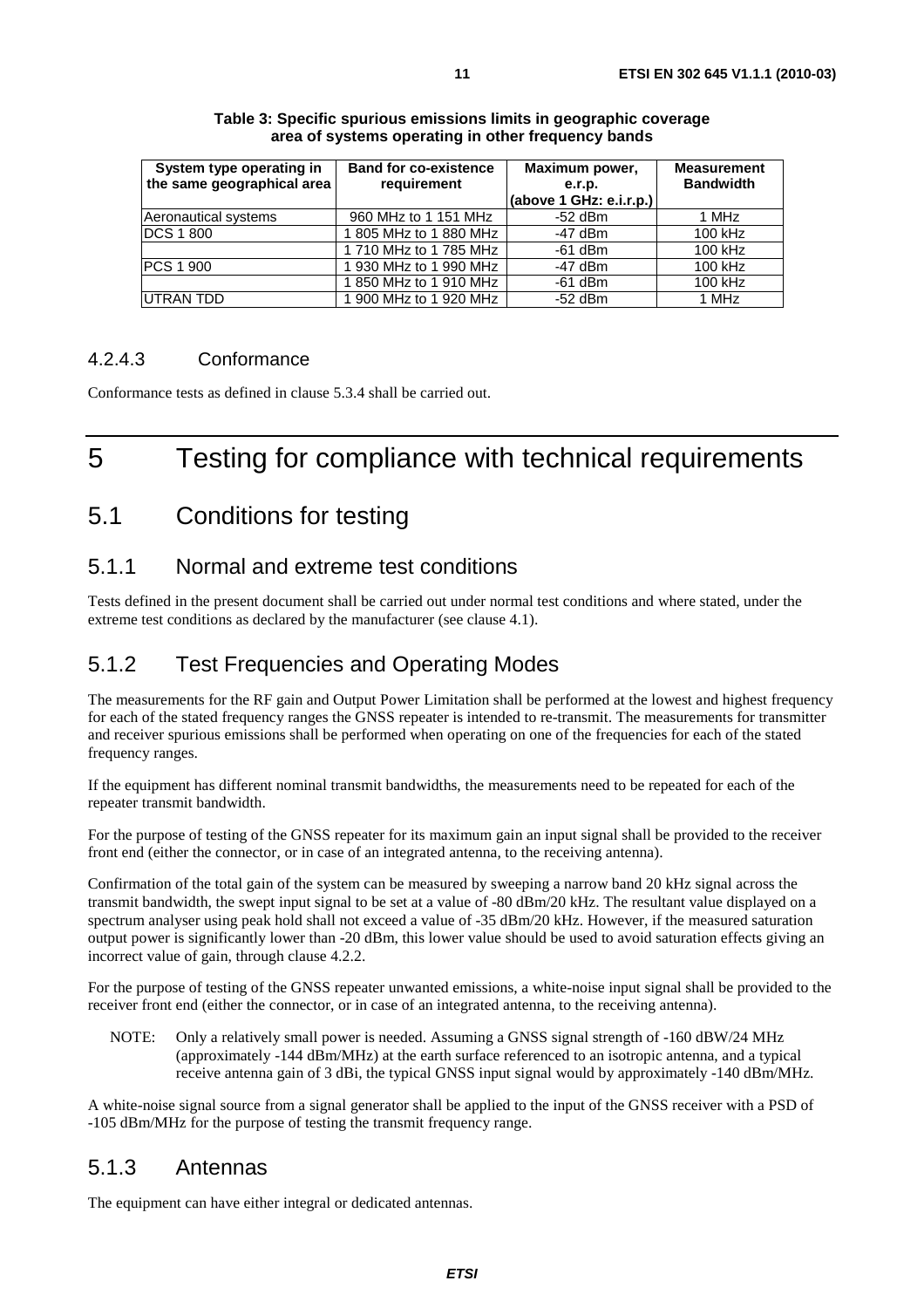**Table 3: Specific spurious emissions limits in geographic coverage area of systems operating in other frequency bands**

| System type operating in the same geographical area | Band for co-existence requirement | Maximum power, e.r.p. (above 1 GHz: e.i.r.p.) | Measurement Bandwidth |
|---|---|---|---|
| Aeronautical systems | 960 MHz to 1 151 MHz | -52 dBm | 1 MHz |
| DCS 1 800 | 1 805 MHz to 1 880 MHz | -47 dBm | 100 kHz |
| | 1 710 MHz to 1 785 MHz | -61 dBm | 100 kHz |
| PCS 1 900 | 1 930 MHz to 1 990 MHz | -47 dBm | 100 kHz |
| | 1 850 MHz to 1 910 MHz | -61 dBm | 100 kHz |
| UTRAN TDD | 1 900 MHz to 1 920 MHz | -52 dBm | 1 MHz |

#### 4.2.4.3 Conformance

Conformance tests as defined in clause 5.3.4 shall be carried out.

# 5 Testing for compliance with technical requirements

## 5.1 Conditions for testing

### 5.1.1 Normal and extreme test conditions

Tests defined in the present document shall be carried out under normal test conditions and where stated, under the extreme test conditions as declared by the manufacturer (see clause 4.1).

### 5.1.2 Test Frequencies and Operating Modes

The measurements for the RF gain and Output Power Limitation shall be performed at the lowest and highest frequency for each of the stated frequency ranges the GNSS repeater is intended to re-transmit. The measurements for transmitter and receiver spurious emissions shall be performed when operating on one of the frequencies for each of the stated frequency ranges.

If the equipment has different nominal transmit bandwidths, the measurements need to be repeated for each of the repeater transmit bandwidth.

For the purpose of testing of the GNSS repeater for its maximum gain an input signal shall be provided to the receiver front end (either the connector, or in case of an integrated antenna, to the receiving antenna).

Confirmation of the total gain of the system can be measured by sweeping a narrow band 20 kHz signal across the transmit bandwidth, the swept input signal to be set at a value of -80 dBm/20 kHz. The resultant value displayed on a spectrum analyser using peak hold shall not exceed a value of -35 dBm/20 kHz. However, if the measured saturation output power is significantly lower than -20 dBm, this lower value should be used to avoid saturation effects giving an incorrect value of gain, through clause 4.2.2.

For the purpose of testing of the GNSS repeater unwanted emissions, a white-noise input signal shall be provided to the receiver front end (either the connector, or in case of an integrated antenna, to the receiving antenna).

NOTE: Only a relatively small power is needed. Assuming a GNSS signal strength of -160 dBW/24 MHz (approximately -144 dBm/MHz) at the earth surface referenced to an isotropic antenna, and a typical receive antenna gain of 3 dBi, the typical GNSS input signal would by approximately -140 dBm/MHz.

A white-noise signal source from a signal generator shall be applied to the input of the GNSS receiver with a PSD of -105 dBm/MHz for the purpose of testing the transmit frequency range.

### 5.1.3 Antennas

The equipment can have either integral or dedicated antennas.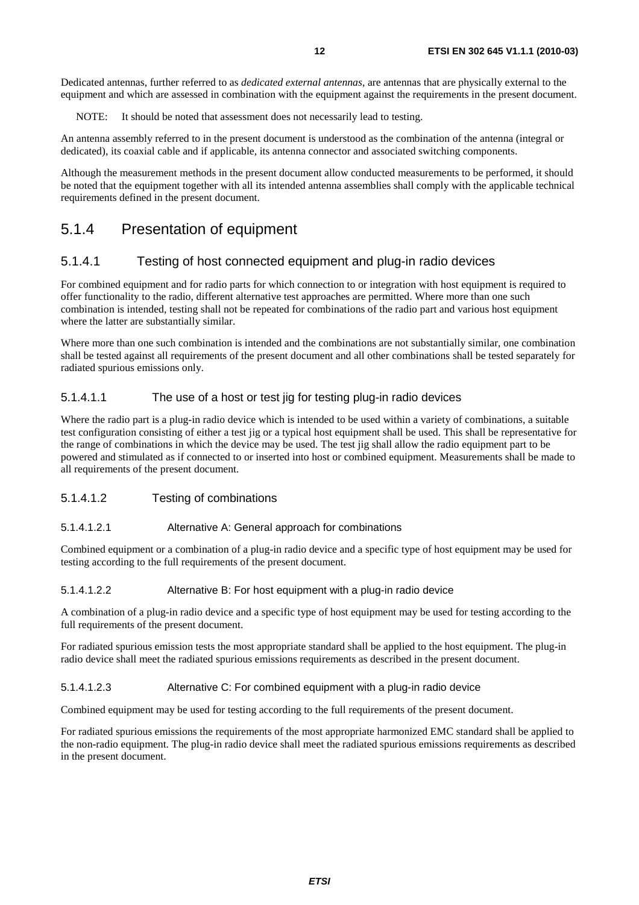Dedicated antennas, further referred to as *dedicated external antennas*, are antennas that are physically external to the equipment and which are assessed in combination with the equipment against the requirements in the present document.

NOTE: It should be noted that assessment does not necessarily lead to testing.

An antenna assembly referred to in the present document is understood as the combination of the antenna (integral or dedicated), its coaxial cable and if applicable, its antenna connector and associated switching components.

Although the measurement methods in the present document allow conducted measurements to be performed, it should be noted that the equipment together with all its intended antenna assemblies shall comply with the applicable technical requirements defined in the present document.

## 5.1.4 Presentation of equipment

### 5.1.4.1 Testing of host connected equipment and plug-in radio devices

For combined equipment and for radio parts for which connection to or integration with host equipment is required to offer functionality to the radio, different alternative test approaches are permitted. Where more than one such combination is intended, testing shall not be repeated for combinations of the radio part and various host equipment where the latter are substantially similar.

Where more than one such combination is intended and the combinations are not substantially similar, one combination shall be tested against all requirements of the present document and all other combinations shall be tested separately for radiated spurious emissions only.

#### 5.1.4.1.1 The use of a host or test jig for testing plug-in radio devices

Where the radio part is a plug-in radio device which is intended to be used within a variety of combinations, a suitable test configuration consisting of either a test jig or a typical host equipment shall be used. This shall be representative for the range of combinations in which the device may be used. The test jig shall allow the radio equipment part to be powered and stimulated as if connected to or inserted into host or combined equipment. Measurements shall be made to all requirements of the present document.

#### 5.1.4.1.2 Testing of combinations

##### 5.1.4.1.2.1 Alternative A: General approach for combinations

Combined equipment or a combination of a plug-in radio device and a specific type of host equipment may be used for testing according to the full requirements of the present document.

##### 5.1.4.1.2.2 Alternative B: For host equipment with a plug-in radio device

A combination of a plug-in radio device and a specific type of host equipment may be used for testing according to the full requirements of the present document.

For radiated spurious emission tests the most appropriate standard shall be applied to the host equipment. The plug-in radio device shall meet the radiated spurious emissions requirements as described in the present document.

##### 5.1.4.1.2.3 Alternative C: For combined equipment with a plug-in radio device

Combined equipment may be used for testing according to the full requirements of the present document.

For radiated spurious emissions the requirements of the most appropriate harmonized EMC standard shall be applied to the non-radio equipment. The plug-in radio device shall meet the radiated spurious emissions requirements as described in the present document.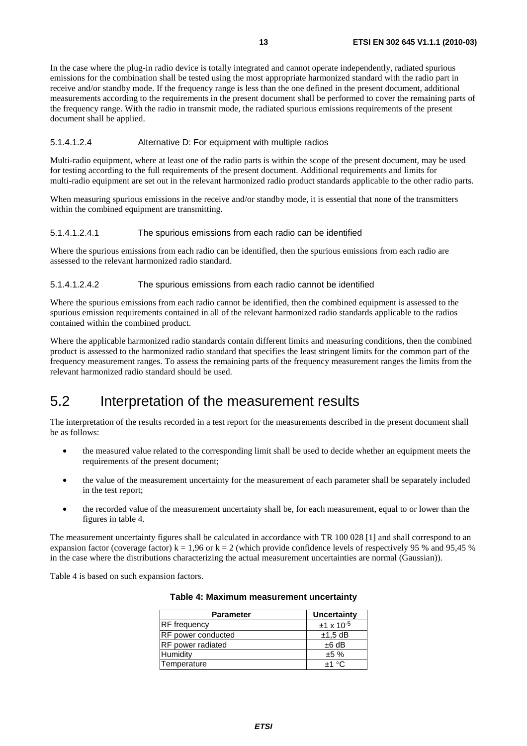In the case where the plug-in radio device is totally integrated and cannot operate independently, radiated spurious emissions for the combination shall be tested using the most appropriate harmonized standard with the radio part in receive and/or standby mode. If the frequency range is less than the one defined in the present document, additional measurements according to the requirements in the present document shall be performed to cover the remaining parts of the frequency range. With the radio in transmit mode, the radiated spurious emissions requirements of the present document shall be applied.

###### 5.1.4.1.2.4 Alternative D: For equipment with multiple radios

Multi-radio equipment, where at least one of the radio parts is within the scope of the present document, may be used for testing according to the full requirements of the present document. Additional requirements and limits for multi-radio equipment are set out in the relevant harmonized radio product standards applicable to the other radio parts.

When measuring spurious emissions in the receive and/or standby mode, it is essential that none of the transmitters within the combined equipment are transmitting.

###### 5.1.4.1.2.4.1 The spurious emissions from each radio can be identified

Where the spurious emissions from each radio can be identified, then the spurious emissions from each radio are assessed to the relevant harmonized radio standard.

###### 5.1.4.1.2.4.2 The spurious emissions from each radio cannot be identified

Where the spurious emissions from each radio cannot be identified, then the combined equipment is assessed to the spurious emission requirements contained in all of the relevant harmonized radio standards applicable to the radios contained within the combined product.

Where the applicable harmonized radio standards contain different limits and measuring conditions, then the combined product is assessed to the harmonized radio standard that specifies the least stringent limits for the common part of the frequency measurement ranges. To assess the remaining parts of the frequency measurement ranges the limits from the relevant harmonized radio standard should be used.

## 5.2 Interpretation of the measurement results

The interpretation of the results recorded in a test report for the measurements described in the present document shall be as follows:

- the measured value related to the corresponding limit shall be used to decide whether an equipment meets the requirements of the present document;
- the value of the measurement uncertainty for the measurement of each parameter shall be separately included in the test report;
- the recorded value of the measurement uncertainty shall be, for each measurement, equal to or lower than the figures in table 4.

The measurement uncertainty figures shall be calculated in accordance with TR 100 028 [1] and shall correspond to an expansion factor (coverage factor) $k = 1,96$ or $k = 2$ (which provide confidence levels of respectively 95 % and 95,45 % in the case where the distributions characterizing the actual measurement uncertainties are normal (Gaussian)).

Table 4 is based on such expansion factors.

**Table 4: Maximum measurement uncertainty**

| Parameter | Uncertainty |
|---|---|
| RF frequency | $\pm 1 \times 10^{-5}$ |
| RF power conducted | ±1,5 dB |
| RF power radiated | ±6 dB |
| Humidity | ±5 % |
| Temperature | ±1 °C |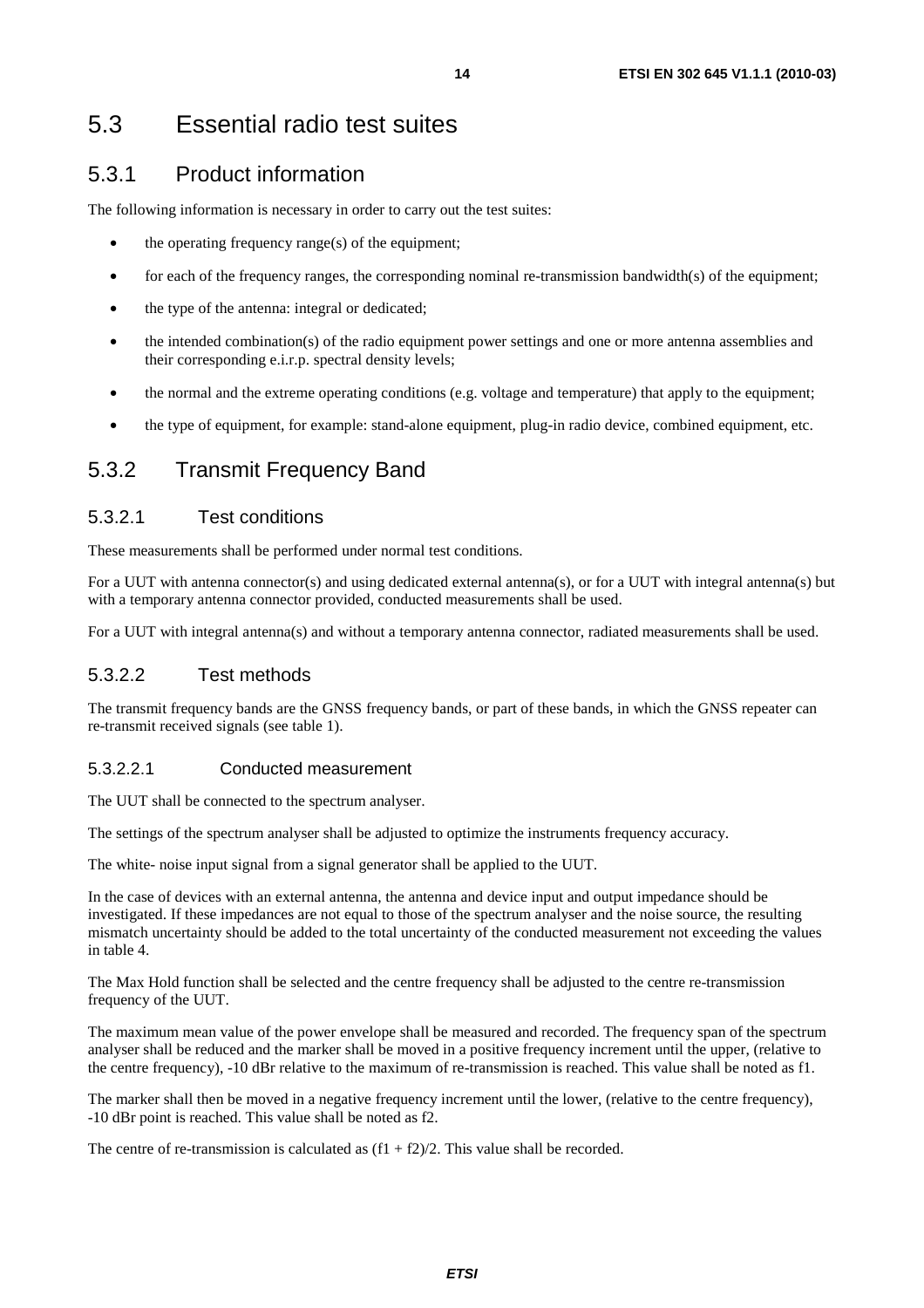# 5.3 Essential radio test suites

## 5.3.1 Product information

The following information is necessary in order to carry out the test suites:

- the operating frequency range(s) of the equipment;
- for each of the frequency ranges, the corresponding nominal re-transmission bandwidth(s) of the equipment;
- the type of the antenna: integral or dedicated;
- the intended combination(s) of the radio equipment power settings and one or more antenna assemblies and their corresponding e.i.r.p. spectral density levels;
- the normal and the extreme operating conditions (e.g. voltage and temperature) that apply to the equipment;
- the type of equipment, for example: stand-alone equipment, plug-in radio device, combined equipment, etc.

## 5.3.2 Transmit Frequency Band

### 5.3.2.1 Test conditions

These measurements shall be performed under normal test conditions.

For a UUT with antenna connector(s) and using dedicated external antenna(s), or for a UUT with integral antenna(s) but with a temporary antenna connector provided, conducted measurements shall be used.

For a UUT with integral antenna(s) and without a temporary antenna connector, radiated measurements shall be used.

### 5.3.2.2 Test methods

The transmit frequency bands are the GNSS frequency bands, or part of these bands, in which the GNSS repeater can re-transmit received signals (see table 1).

#### 5.3.2.2.1 Conducted measurement

The UUT shall be connected to the spectrum analyser.

The settings of the spectrum analyser shall be adjusted to optimize the instruments frequency accuracy.

The white- noise input signal from a signal generator shall be applied to the UUT.

In the case of devices with an external antenna, the antenna and device input and output impedance should be investigated. If these impedances are not equal to those of the spectrum analyser and the noise source, the resulting mismatch uncertainty should be added to the total uncertainty of the conducted measurement not exceeding the values in table 4.

The Max Hold function shall be selected and the centre frequency shall be adjusted to the centre re-transmission frequency of the UUT.

The maximum mean value of the power envelope shall be measured and recorded. The frequency span of the spectrum analyser shall be reduced and the marker shall be moved in a positive frequency increment until the upper, (relative to the centre frequency), -10 dBr relative to the maximum of re-transmission is reached. This value shall be noted as f1.

The marker shall then be moved in a negative frequency increment until the lower, (relative to the centre frequency), -10 dBr point is reached. This value shall be noted as f2.

The centre of re-transmission is calculated as $(f1 + f2)/2$. This value shall be recorded.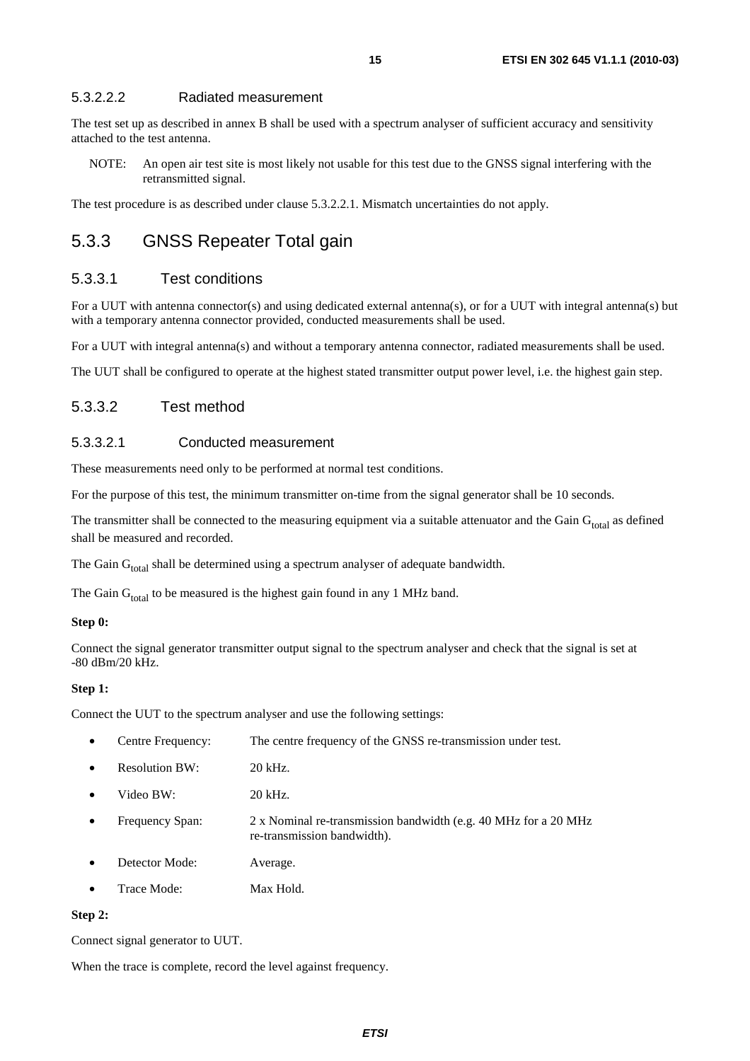#### 5.3.2.2.2 Radiated measurement

The test set up as described in annex B shall be used with a spectrum analyser of sufficient accuracy and sensitivity attached to the test antenna.

NOTE: An open air test site is most likely not usable for this test due to the GNSS signal interfering with the retransmitted signal.

The test procedure is as described under clause 5.3.2.2.1. Mismatch uncertainties do not apply.

## 5.3.3 GNSS Repeater Total gain

### 5.3.3.1 Test conditions

For a UUT with antenna connector(s) and using dedicated external antenna(s), or for a UUT with integral antenna(s) but with a temporary antenna connector provided, conducted measurements shall be used.

For a UUT with integral antenna(s) and without a temporary antenna connector, radiated measurements shall be used.

The UUT shall be configured to operate at the highest stated transmitter output power level, i.e. the highest gain step.

### 5.3.3.2 Test method

#### 5.3.3.2.1 Conducted measurement

These measurements need only to be performed at normal test conditions.

For the purpose of this test, the minimum transmitter on-time from the signal generator shall be 10 seconds.

The transmitter shall be connected to the measuring equipment via a suitable attenuator and the Gain $G_{total}$ as defined shall be measured and recorded.

The Gain $G_{total}$ shall be determined using a spectrum analyser of adequate bandwidth.

The Gain $G_{total}$ to be measured is the highest gain found in any 1 MHz band.

**Step 0:**

Connect the signal generator transmitter output signal to the spectrum analyser and check that the signal is set at -80 dBm/20 kHz.

**Step 1:**

Connect the UUT to the spectrum analyser and use the following settings:

- Centre Frequency: The centre frequency of the GNSS re-transmission under test.
- Resolution BW: 20 kHz.
- Video BW: 20 kHz.
- Frequency Span: 2 x Nominal re-transmission bandwidth (e.g. 40 MHz for a 20 MHz re-transmission bandwidth).
- Detector Mode: Average.
- Trace Mode: Max Hold.

**Step 2:**

Connect signal generator to UUT.

When the trace is complete, record the level against frequency.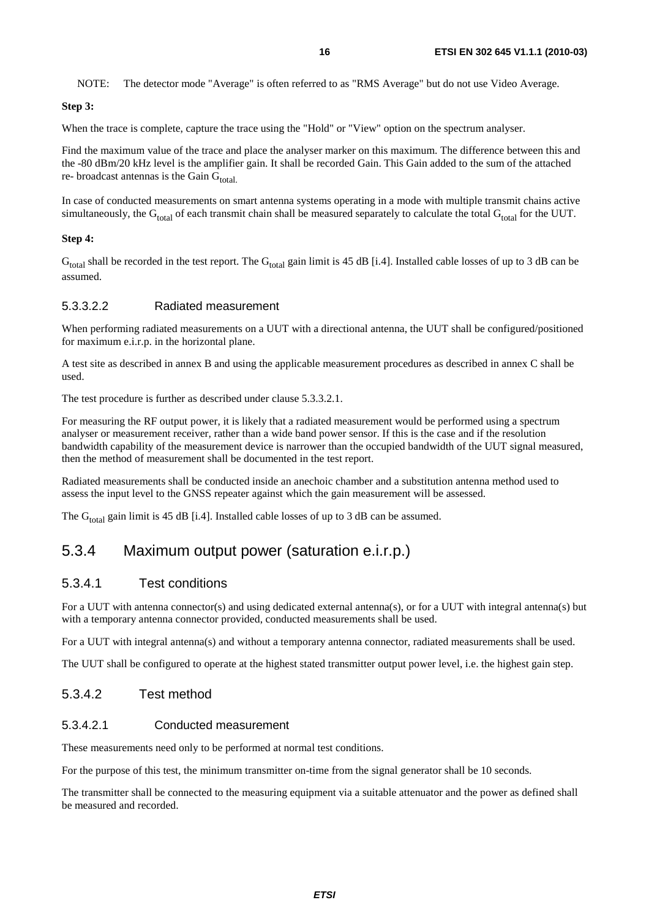NOTE: The detector mode "Average" is often referred to as "RMS Average" but do not use Video Average.

**Step 3:**

When the trace is complete, capture the trace using the "Hold" or "View" option on the spectrum analyser.

Find the maximum value of the trace and place the analyser marker on this maximum. The difference between this and the -80 dBm/20 kHz level is the amplifier gain. It shall be recorded Gain. This Gain added to the sum of the attached re- broadcast antennas is the Gain $G_{total.}$

In case of conducted measurements on smart antenna systems operating in a mode with multiple transmit chains active simultaneously, the $G_{total}$ of each transmit chain shall be measured separately to calculate the total $G_{total}$ for the UUT.

**Step 4:**

$G_{total}$ shall be recorded in the test report. The $G_{total}$ gain limit is 45 dB [i.4]. Installed cable losses of up to 3 dB can be assumed.

#### 5.3.3.2.2 Radiated measurement

When performing radiated measurements on a UUT with a directional antenna, the UUT shall be configured/positioned for maximum e.i.r.p. in the horizontal plane.

A test site as described in annex B and using the applicable measurement procedures as described in annex C shall be used.

The test procedure is further as described under clause 5.3.3.2.1.

For measuring the RF output power, it is likely that a radiated measurement would be performed using a spectrum analyser or measurement receiver, rather than a wide band power sensor. If this is the case and if the resolution bandwidth capability of the measurement device is narrower than the occupied bandwidth of the UUT signal measured, then the method of measurement shall be documented in the test report.

Radiated measurements shall be conducted inside an anechoic chamber and a substitution antenna method used to assess the input level to the GNSS repeater against which the gain measurement will be assessed.

The $G_{total}$ gain limit is 45 dB [i.4]. Installed cable losses of up to 3 dB can be assumed.

## 5.3.4 Maximum output power (saturation e.i.r.p.)

### 5.3.4.1 Test conditions

For a UUT with antenna connector(s) and using dedicated external antenna(s), or for a UUT with integral antenna(s) but with a temporary antenna connector provided, conducted measurements shall be used.

For a UUT with integral antenna(s) and without a temporary antenna connector, radiated measurements shall be used.

The UUT shall be configured to operate at the highest stated transmitter output power level, i.e. the highest gain step.

### 5.3.4.2 Test method

#### 5.3.4.2.1 Conducted measurement

These measurements need only to be performed at normal test conditions.

For the purpose of this test, the minimum transmitter on-time from the signal generator shall be 10 seconds.

The transmitter shall be connected to the measuring equipment via a suitable attenuator and the power as defined shall be measured and recorded.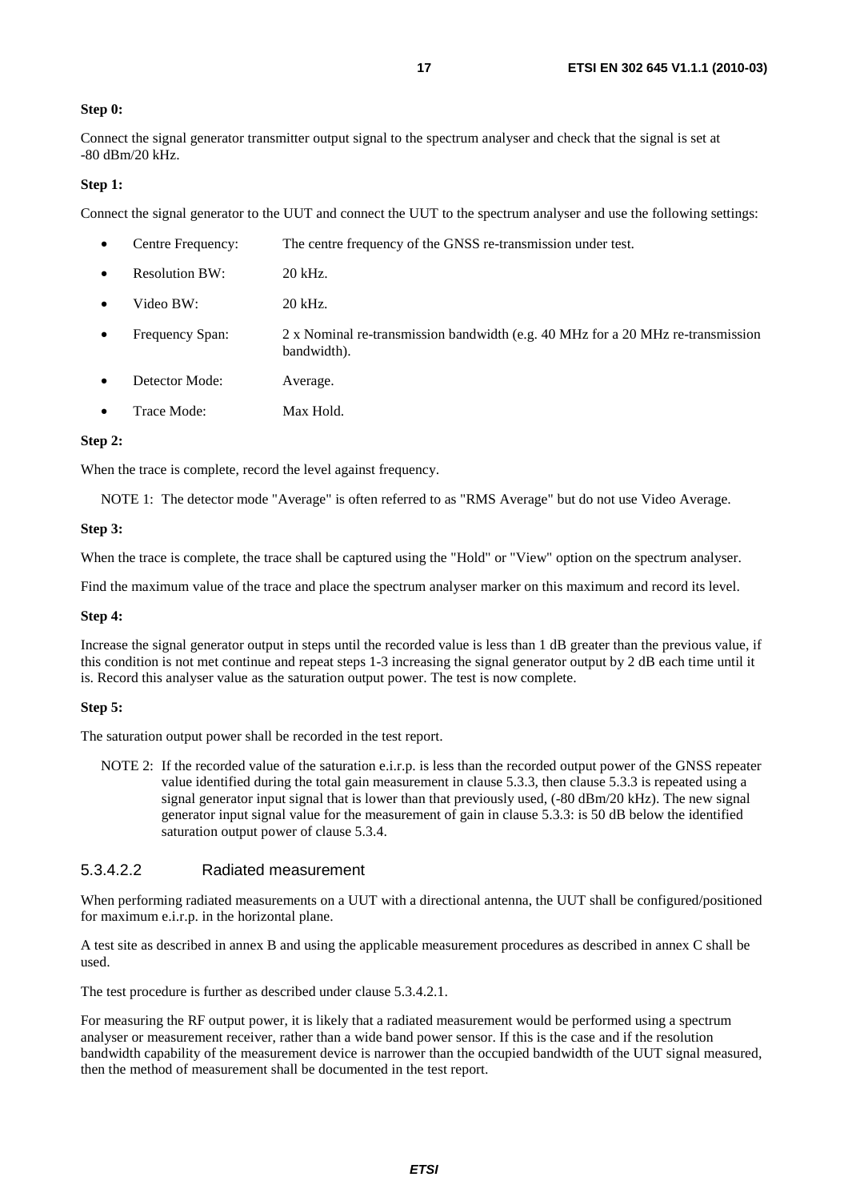**Step 0:**

Connect the signal generator transmitter output signal to the spectrum analyser and check that the signal is set at -80 dBm/20 kHz.

**Step 1:**

Connect the signal generator to the UUT and connect the UUT to the spectrum analyser and use the following settings:

- Centre Frequency: The centre frequency of the GNSS re-transmission under test.
- Resolution BW: 20 kHz.
- Video BW: 20 kHz.
- Frequency Span: 2 x Nominal re-transmission bandwidth (e.g. 40 MHz for a 20 MHz re-transmission bandwidth).
- Detector Mode: Average.
- Trace Mode: Max Hold.

**Step 2:**

When the trace is complete, record the level against frequency.

NOTE 1: The detector mode "Average" is often referred to as "RMS Average" but do not use Video Average.

**Step 3:**

When the trace is complete, the trace shall be captured using the "Hold" or "View" option on the spectrum analyser.

Find the maximum value of the trace and place the spectrum analyser marker on this maximum and record its level.

**Step 4:**

Increase the signal generator output in steps until the recorded value is less than 1 dB greater than the previous value, if this condition is not met continue and repeat steps 1-3 increasing the signal generator output by 2 dB each time until it is. Record this analyser value as the saturation output power. The test is now complete.

**Step 5:**

The saturation output power shall be recorded in the test report.

NOTE 2: If the recorded value of the saturation e.i.r.p. is less than the recorded output power of the GNSS repeater value identified during the total gain measurement in clause 5.3.3, then clause 5.3.3 is repeated using a signal generator input signal that is lower than that previously used, (-80 dBm/20 kHz). The new signal generator input signal value for the measurement of gain in clause 5.3.3: is 50 dB below the identified saturation output power of clause 5.3.4.

#### 5.3.4.2.2 Radiated measurement

When performing radiated measurements on a UUT with a directional antenna, the UUT shall be configured/positioned for maximum e.i.r.p. in the horizontal plane.

A test site as described in annex B and using the applicable measurement procedures as described in annex C shall be used.

The test procedure is further as described under clause 5.3.4.2.1.

For measuring the RF output power, it is likely that a radiated measurement would be performed using a spectrum analyser or measurement receiver, rather than a wide band power sensor. If this is the case and if the resolution bandwidth capability of the measurement device is narrower than the occupied bandwidth of the UUT signal measured, then the method of measurement shall be documented in the test report.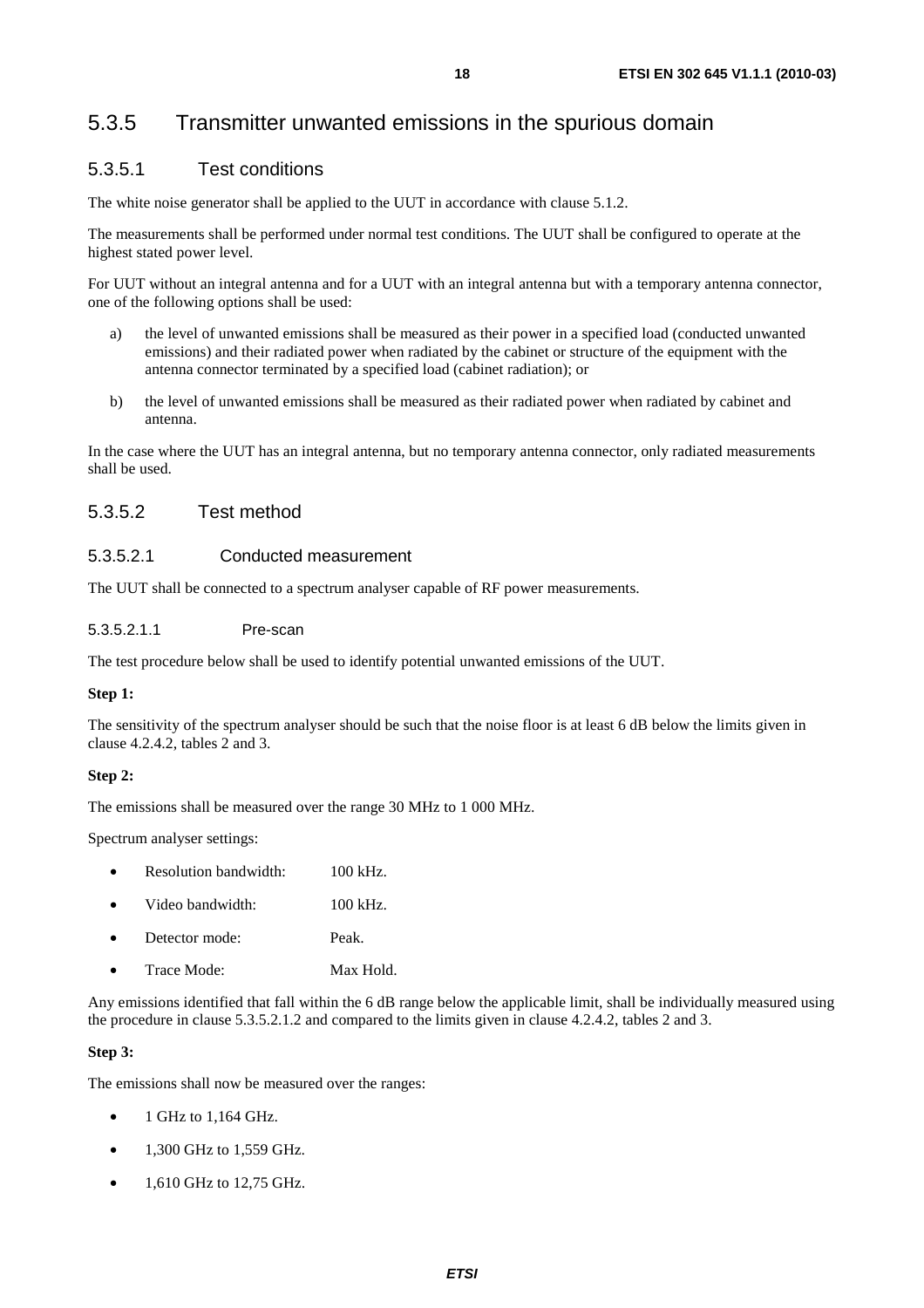## 5.3.5 Transmitter unwanted emissions in the spurious domain

### 5.3.5.1 Test conditions

The white noise generator shall be applied to the UUT in accordance with clause 5.1.2.

The measurements shall be performed under normal test conditions. The UUT shall be configured to operate at the highest stated power level.

For UUT without an integral antenna and for a UUT with an integral antenna but with a temporary antenna connector, one of the following options shall be used:

a) the level of unwanted emissions shall be measured as their power in a specified load (conducted unwanted emissions) and their radiated power when radiated by the cabinet or structure of the equipment with the antenna connector terminated by a specified load (cabinet radiation); or

b) the level of unwanted emissions shall be measured as their radiated power when radiated by cabinet and antenna.

In the case where the UUT has an integral antenna, but no temporary antenna connector, only radiated measurements shall be used.

### 5.3.5.2 Test method

#### 5.3.5.2.1 Conducted measurement

The UUT shall be connected to a spectrum analyser capable of RF power measurements.

##### 5.3.5.2.1.1 Pre-scan

The test procedure below shall be used to identify potential unwanted emissions of the UUT.

**Step 1:**

The sensitivity of the spectrum analyser should be such that the noise floor is at least 6 dB below the limits given in clause 4.2.4.2, tables 2 and 3.

**Step 2:**

The emissions shall be measured over the range 30 MHz to 1 000 MHz.

Spectrum analyser settings:

- Resolution bandwidth: 100 kHz.
- Video bandwidth: 100 kHz.
- Detector mode: Peak.
- Trace Mode: Max Hold.

Any emissions identified that fall within the 6 dB range below the applicable limit, shall be individually measured using the procedure in clause 5.3.5.2.1.2 and compared to the limits given in clause 4.2.4.2, tables 2 and 3.

**Step 3:**

The emissions shall now be measured over the ranges:

- 1 GHz to 1,164 GHz.
- 1,300 GHz to 1,559 GHz.
- 1,610 GHz to 12,75 GHz.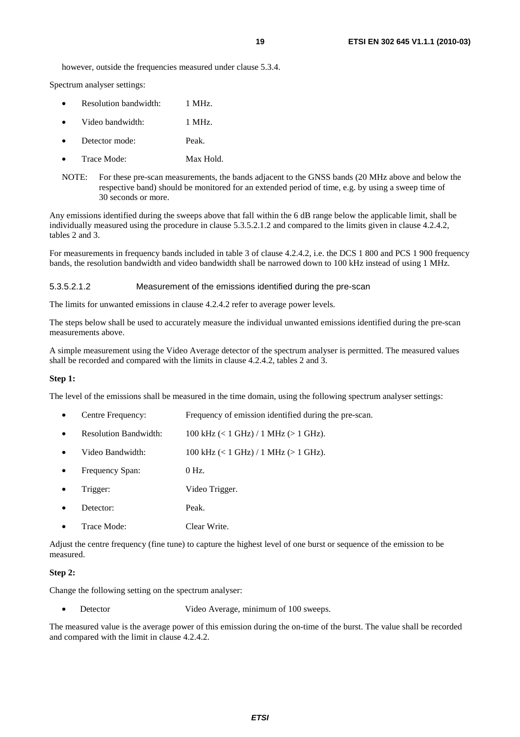however, outside the frequencies measured under clause 5.3.4.

Spectrum analyser settings:

- Resolution bandwidth: 1 MHz.
- Video bandwidth: 1 MHz.
- Detector mode: Peak.
- Trace Mode: Max Hold.

NOTE: For these pre-scan measurements, the bands adjacent to the GNSS bands (20 MHz above and below the respective band) should be monitored for an extended period of time, e.g. by using a sweep time of 30 seconds or more.

Any emissions identified during the sweeps above that fall within the 6 dB range below the applicable limit, shall be individually measured using the procedure in clause 5.3.5.2.1.2 and compared to the limits given in clause 4.2.4.2, tables 2 and 3.

For measurements in frequency bands included in table 3 of clause 4.2.4.2, i.e. the DCS 1 800 and PCS 1 900 frequency bands, the resolution bandwidth and video bandwidth shall be narrowed down to 100 kHz instead of using 1 MHz.

#### 5.3.5.2.1.2 Measurement of the emissions identified during the pre-scan

The limits for unwanted emissions in clause 4.2.4.2 refer to average power levels.

The steps below shall be used to accurately measure the individual unwanted emissions identified during the pre-scan measurements above.

A simple measurement using the Video Average detector of the spectrum analyser is permitted. The measured values shall be recorded and compared with the limits in clause 4.2.4.2, tables 2 and 3.

**Step 1:**

The level of the emissions shall be measured in the time domain, using the following spectrum analyser settings:

- Centre Frequency: Frequency of emission identified during the pre-scan.
- Resolution Bandwidth: 100 kHz (< 1 GHz) / 1 MHz (> 1 GHz).
- Video Bandwidth: 100 kHz (< 1 GHz) / 1 MHz (> 1 GHz).
- Frequency Span: 0 Hz.
- Trigger: Video Trigger.
- Detector: Peak.
- Trace Mode: Clear Write.

Adjust the centre frequency (fine tune) to capture the highest level of one burst or sequence of the emission to be measured.

**Step 2:**

Change the following setting on the spectrum analyser:

- Detector Video Average, minimum of 100 sweeps.

The measured value is the average power of this emission during the on-time of the burst. The value shall be recorded and compared with the limit in clause 4.2.4.2.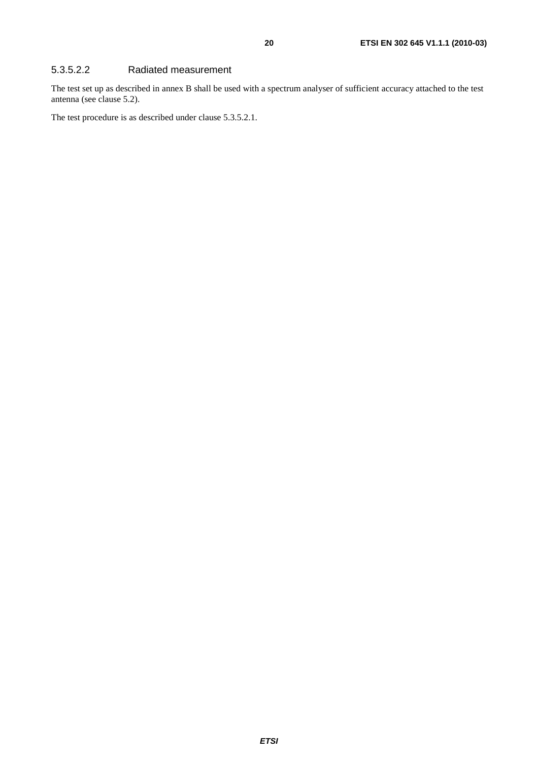#### 5.3.5.2.2 Radiated measurement

The test set up as described in annex B shall be used with a spectrum analyser of sufficient accuracy attached to the test antenna (see clause 5.2).

The test procedure is as described under clause 5.3.5.2.1.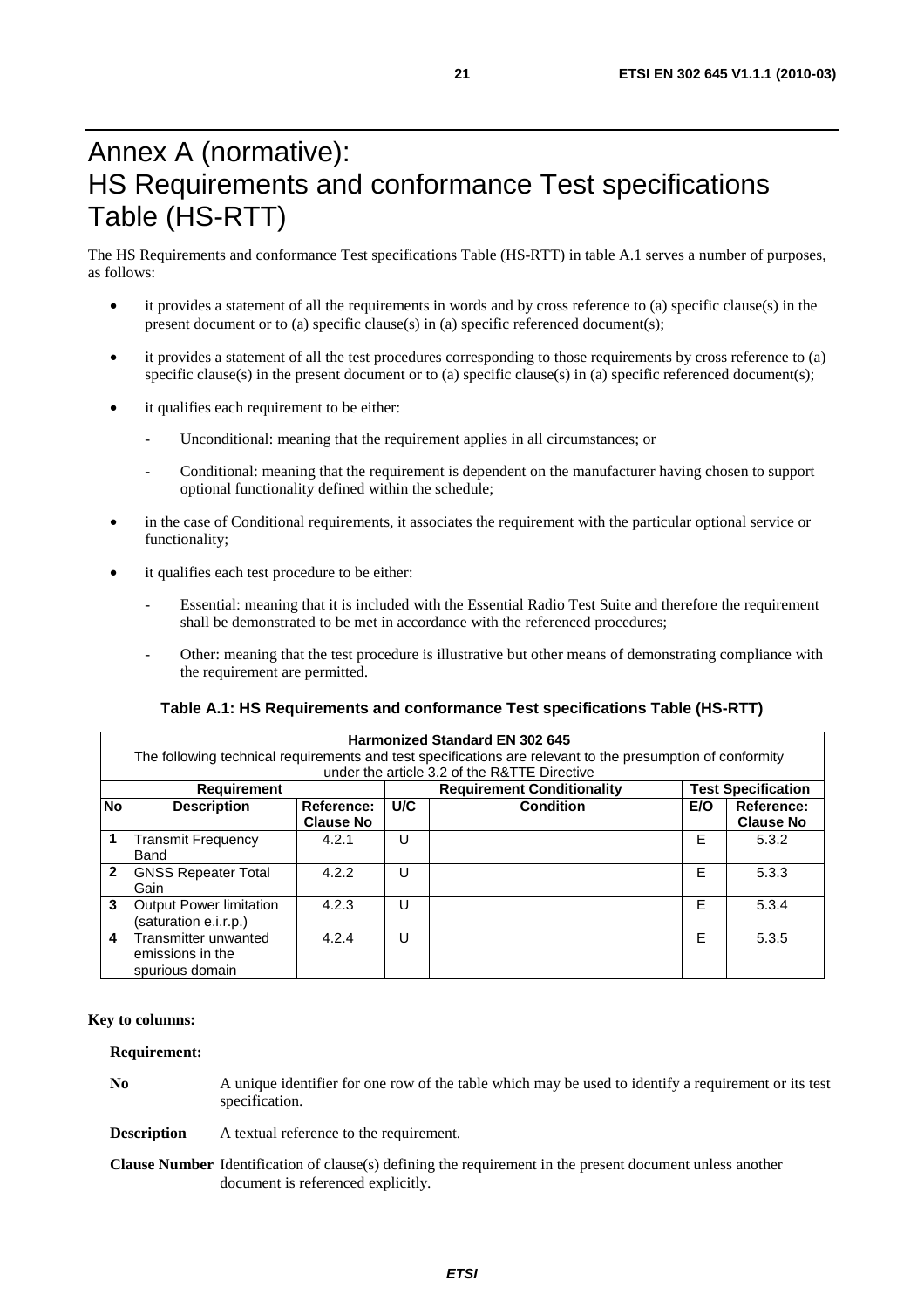# Annex A (normative): HS Requirements and conformance Test specifications Table (HS-RTT)

The HS Requirements and conformance Test specifications Table (HS-RTT) in table A.1 serves a number of purposes, as follows:

- it provides a statement of all the requirements in words and by cross reference to (a) specific clause(s) in the present document or to (a) specific clause(s) in (a) specific referenced document(s);
- it provides a statement of all the test procedures corresponding to those requirements by cross reference to (a) specific clause(s) in the present document or to (a) specific clause(s) in (a) specific referenced document(s);
- it qualifies each requirement to be either:
  - Unconditional: meaning that the requirement applies in all circumstances; or
  - Conditional: meaning that the requirement is dependent on the manufacturer having chosen to support optional functionality defined within the schedule;
- in the case of Conditional requirements, it associates the requirement with the particular optional service or functionality;
- it qualifies each test procedure to be either:
  - Essential: meaning that it is included with the Essential Radio Test Suite and therefore the requirement shall be demonstrated to be met in accordance with the referenced procedures;
  - Other: meaning that the test procedure is illustrative but other means of demonstrating compliance with the requirement are permitted.

**Table A.1: HS Requirements and conformance Test specifications Table (HS-RTT)**

| **Harmonized Standard EN 302 645**<br>The following technical requirements and test specifications are relevant to the presumption of conformity under the article 3.2 of the R&TTE Directive | | | | | | |
|---|---|---|---|---|---|---|
| **Requirement** | | | **Requirement Conditionality** | | **Test Specification** | |
| **No** | **Description** | **Reference: Clause No** | **U/C** | **Condition** | **E/O** | **Reference: Clause No** |
| **1** | Transmit Frequency Band | 4.2.1 | U | | E | 5.3.2 |
| **2** | GNSS Repeater Total Gain | 4.2.2 | U | | E | 5.3.3 |
| **3** | Output Power limitation (saturation e.i.r.p.) | 4.2.3 | U | | E | 5.3.4 |
| **4** | Transmitter unwanted emissions in the spurious domain | 4.2.4 | U | | E | 5.3.5 |

**Key to columns:**

**Requirement:**

**No** A unique identifier for one row of the table which may be used to identify a requirement or its test specification.

**Description** A textual reference to the requirement.

**Clause Number** Identification of clause(s) defining the requirement in the present document unless another document is referenced explicitly.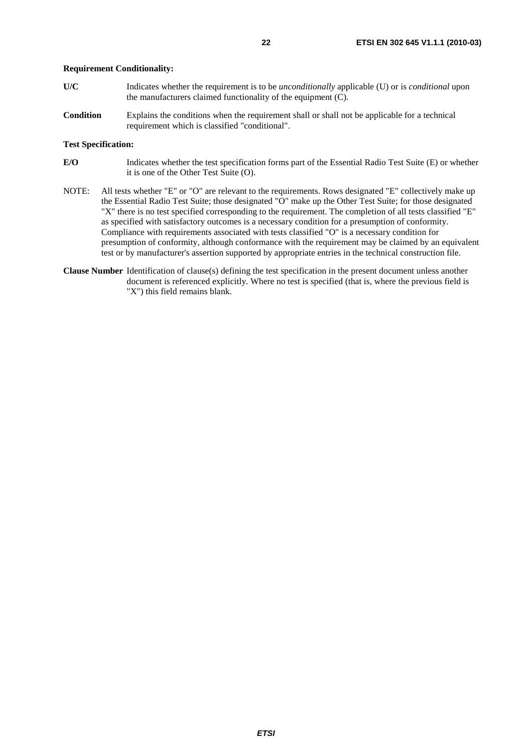**Requirement Conditionality:**

**U/C** Indicates whether the requirement is to be *unconditionally* applicable (U) or is *conditional* upon the manufacturers claimed functionality of the equipment (C).

**Condition** Explains the conditions when the requirement shall or shall not be applicable for a technical requirement which is classified "conditional".

**Test Specification:**

**E/O** Indicates whether the test specification forms part of the Essential Radio Test Suite (E) or whether it is one of the Other Test Suite (O).

NOTE: All tests whether "E" or "O" are relevant to the requirements. Rows designated "E" collectively make up the Essential Radio Test Suite; those designated "O" make up the Other Test Suite; for those designated "X" there is no test specified corresponding to the requirement. The completion of all tests classified "E" as specified with satisfactory outcomes is a necessary condition for a presumption of conformity. Compliance with requirements associated with tests classified "O" is a necessary condition for presumption of conformity, although conformance with the requirement may be claimed by an equivalent test or by manufacturer's assertion supported by appropriate entries in the technical construction file.

**Clause Number** Identification of clause(s) defining the test specification in the present document unless another document is referenced explicitly. Where no test is specified (that is, where the previous field is "X") this field remains blank.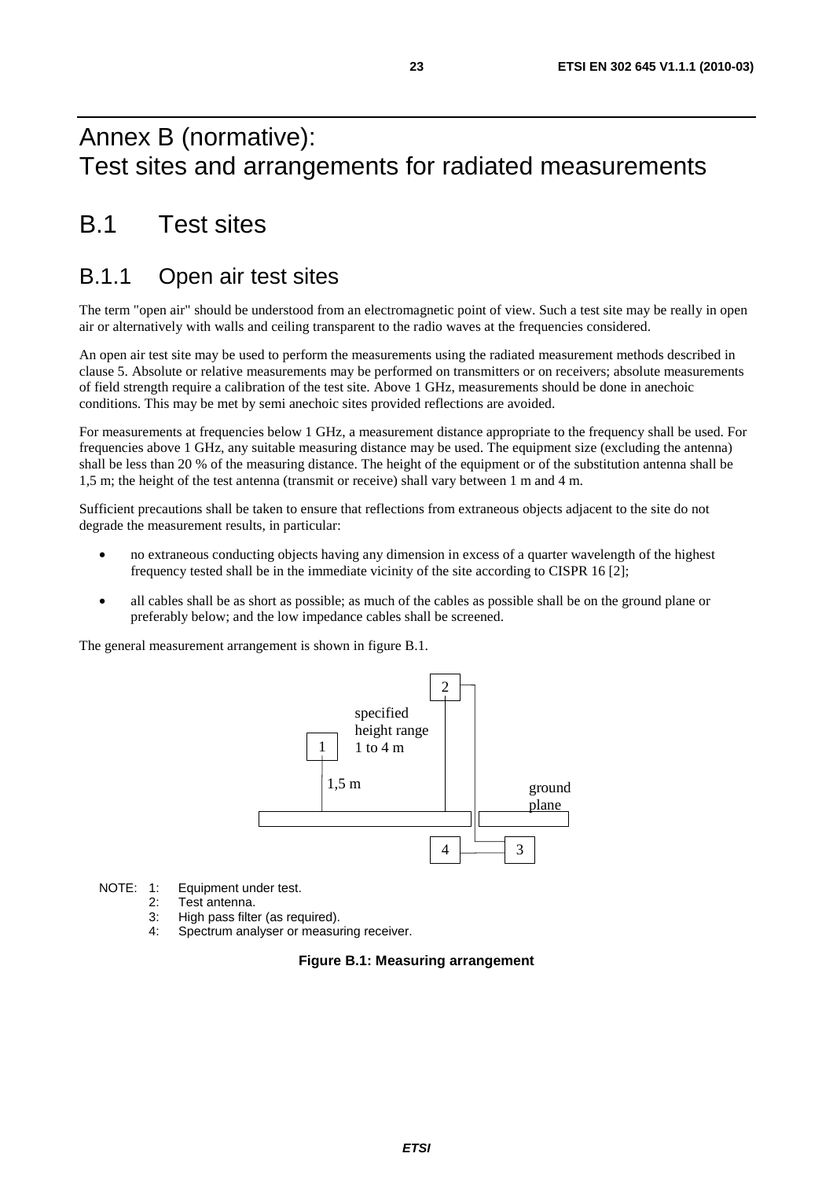# Annex B (normative): Test sites and arrangements for radiated measurements

## B.1 Test sites

### B.1.1 Open air test sites

The term "open air" should be understood from an electromagnetic point of view. Such a test site may be really in open air or alternatively with walls and ceiling transparent to the radio waves at the frequencies considered.

An open air test site may be used to perform the measurements using the radiated measurement methods described in clause 5. Absolute or relative measurements may be performed on transmitters or on receivers; absolute measurements of field strength require a calibration of the test site. Above 1 GHz, measurements should be done in anechoic conditions. This may be met by semi anechoic sites provided reflections are avoided.

For measurements at frequencies below 1 GHz, a measurement distance appropriate to the frequency shall be used. For frequencies above 1 GHz, any suitable measuring distance may be used. The equipment size (excluding the antenna) shall be less than 20 % of the measuring distance. The height of the equipment or of the substitution antenna shall be 1,5 m; the height of the test antenna (transmit or receive) shall vary between 1 m and 4 m.

Sufficient precautions shall be taken to ensure that reflections from extraneous objects adjacent to the site do not degrade the measurement results, in particular:

- no extraneous conducting objects having any dimension in excess of a quarter wavelength of the highest frequency tested shall be in the immediate vicinity of the site according to CISPR 16 [2];
- all cables shall be as short as possible; as much of the cables as possible shall be on the ground plane or preferably below; and the low impedance cables shall be screened.

The general measurement arrangement is shown in figure B.1.

NOTE: 1: Equipment under test.
2: Test antenna.
3: High pass filter (as required).
4: Spectrum analyser or measuring receiver.

**Figure B.1: Measuring arrangement**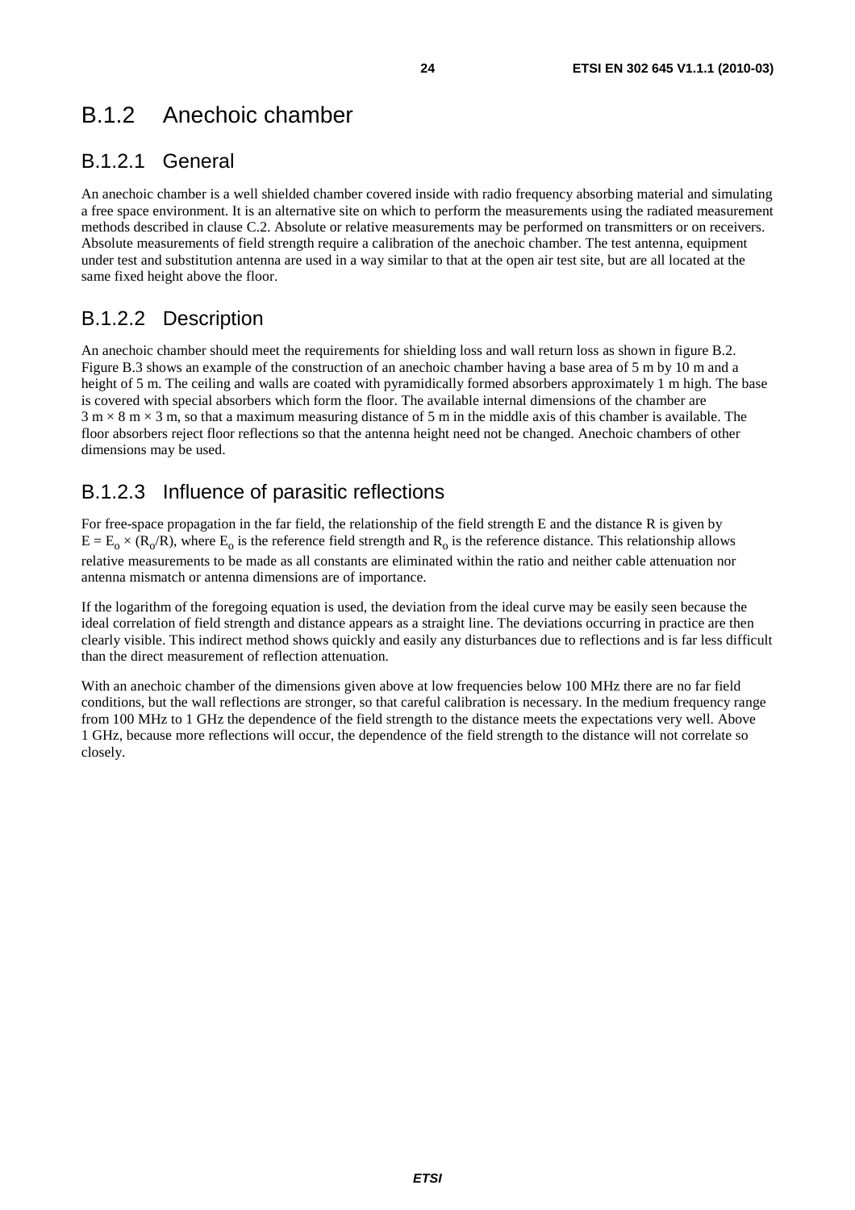## B.1.2 Anechoic chamber

### B.1.2.1 General

An anechoic chamber is a well shielded chamber covered inside with radio frequency absorbing material and simulating a free space environment. It is an alternative site on which to perform the measurements using the radiated measurement methods described in clause C.2. Absolute or relative measurements may be performed on transmitters or on receivers. Absolute measurements of field strength require a calibration of the anechoic chamber. The test antenna, equipment under test and substitution antenna are used in a way similar to that at the open air test site, but are all located at the same fixed height above the floor.

### B.1.2.2 Description

An anechoic chamber should meet the requirements for shielding loss and wall return loss as shown in figure B.2. Figure B.3 shows an example of the construction of an anechoic chamber having a base area of 5 m by 10 m and a height of 5 m. The ceiling and walls are coated with pyramidically formed absorbers approximately 1 m high. The base is covered with special absorbers which form the floor. The available internal dimensions of the chamber are 3 m × 8 m × 3 m, so that a maximum measuring distance of 5 m in the middle axis of this chamber is available. The floor absorbers reject floor reflections so that the antenna height need not be changed. Anechoic chambers of other dimensions may be used.

### B.1.2.3 Influence of parasitic reflections

For free-space propagation in the far field, the relationship of the field strength E and the distance R is given by $E = E_o \times (R_o/R)$, where $E_o$ is the reference field strength and $R_o$ is the reference distance. This relationship allows relative measurements to be made as all constants are eliminated within the ratio and neither cable attenuation nor antenna mismatch or antenna dimensions are of importance.

If the logarithm of the foregoing equation is used, the deviation from the ideal curve may be easily seen because the ideal correlation of field strength and distance appears as a straight line. The deviations occurring in practice are then clearly visible. This indirect method shows quickly and easily any disturbances due to reflections and is far less difficult than the direct measurement of reflection attenuation.

With an anechoic chamber of the dimensions given above at low frequencies below 100 MHz there are no far field conditions, but the wall reflections are stronger, so that careful calibration is necessary. In the medium frequency range from 100 MHz to 1 GHz the dependence of the field strength to the distance meets the expectations very well. Above 1 GHz, because more reflections will occur, the dependence of the field strength to the distance will not correlate so closely.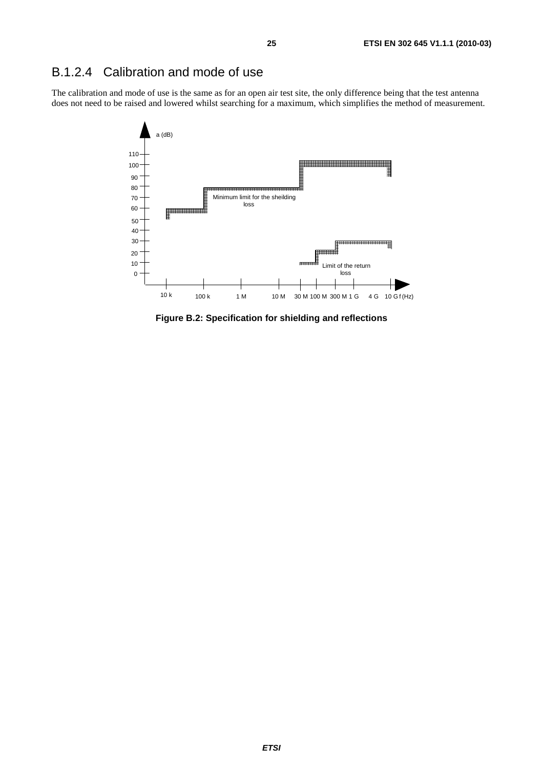## B.1.2.4 Calibration and mode of use

The calibration and mode of use is the same as for an open air test site, the only difference being that the test antenna does not need to be raised and lowered whilst searching for a maximum, which simplifies the method of measurement.

**Figure B.2: Specification for shielding and reflections**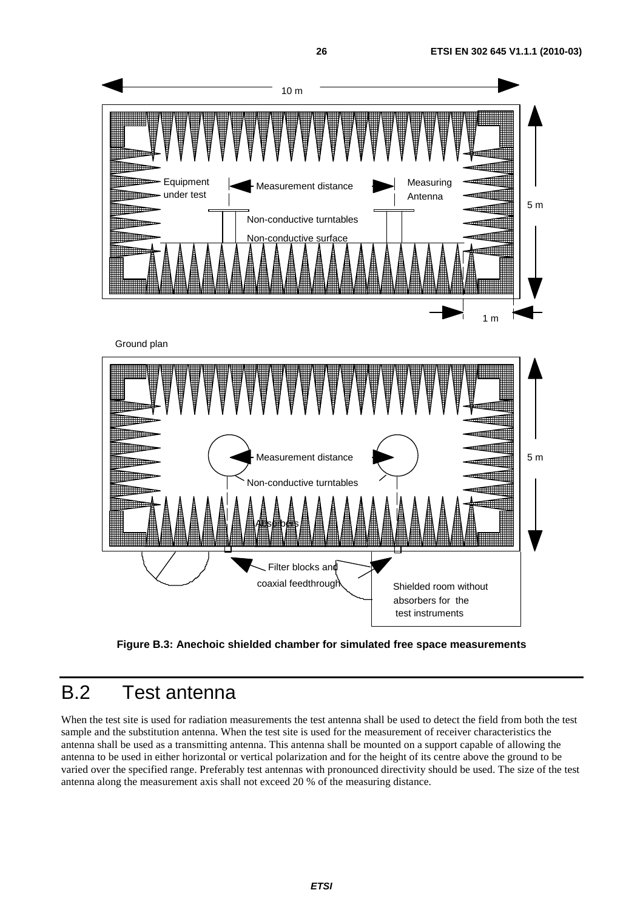Figure B.3: Anechoic shielded chamber for simulated free space measurements

## B.2 Test antenna

When the test site is used for radiation measurements the test antenna shall be used to detect the field from both the test sample and the substitution antenna. When the test site is used for the measurement of receiver characteristics the antenna shall be used as a transmitting antenna. This antenna shall be mounted on a support capable of allowing the antenna to be used in either horizontal or vertical polarization and for the height of its centre above the ground to be varied over the specified range. Preferably test antennas with pronounced directivity should be used. The size of the test antenna along the measurement axis shall not exceed 20 % of the measuring distance.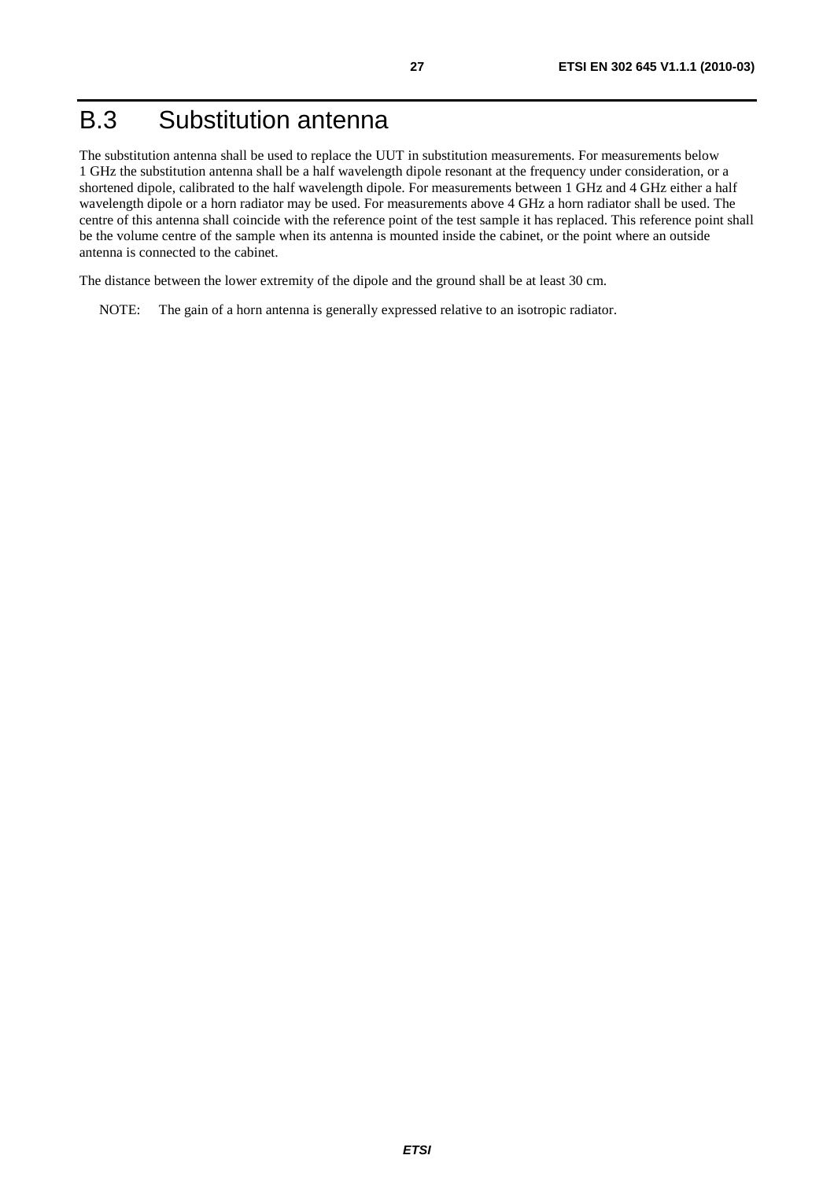# B.3 Substitution antenna

The substitution antenna shall be used to replace the UUT in substitution measurements. For measurements below 1 GHz the substitution antenna shall be a half wavelength dipole resonant at the frequency under consideration, or a shortened dipole, calibrated to the half wavelength dipole. For measurements between 1 GHz and 4 GHz either a half wavelength dipole or a horn radiator may be used. For measurements above 4 GHz a horn radiator shall be used. The centre of this antenna shall coincide with the reference point of the test sample it has replaced. This reference point shall be the volume centre of the sample when its antenna is mounted inside the cabinet, or the point where an outside antenna is connected to the cabinet.

The distance between the lower extremity of the dipole and the ground shall be at least 30 cm.

NOTE: The gain of a horn antenna is generally expressed relative to an isotropic radiator.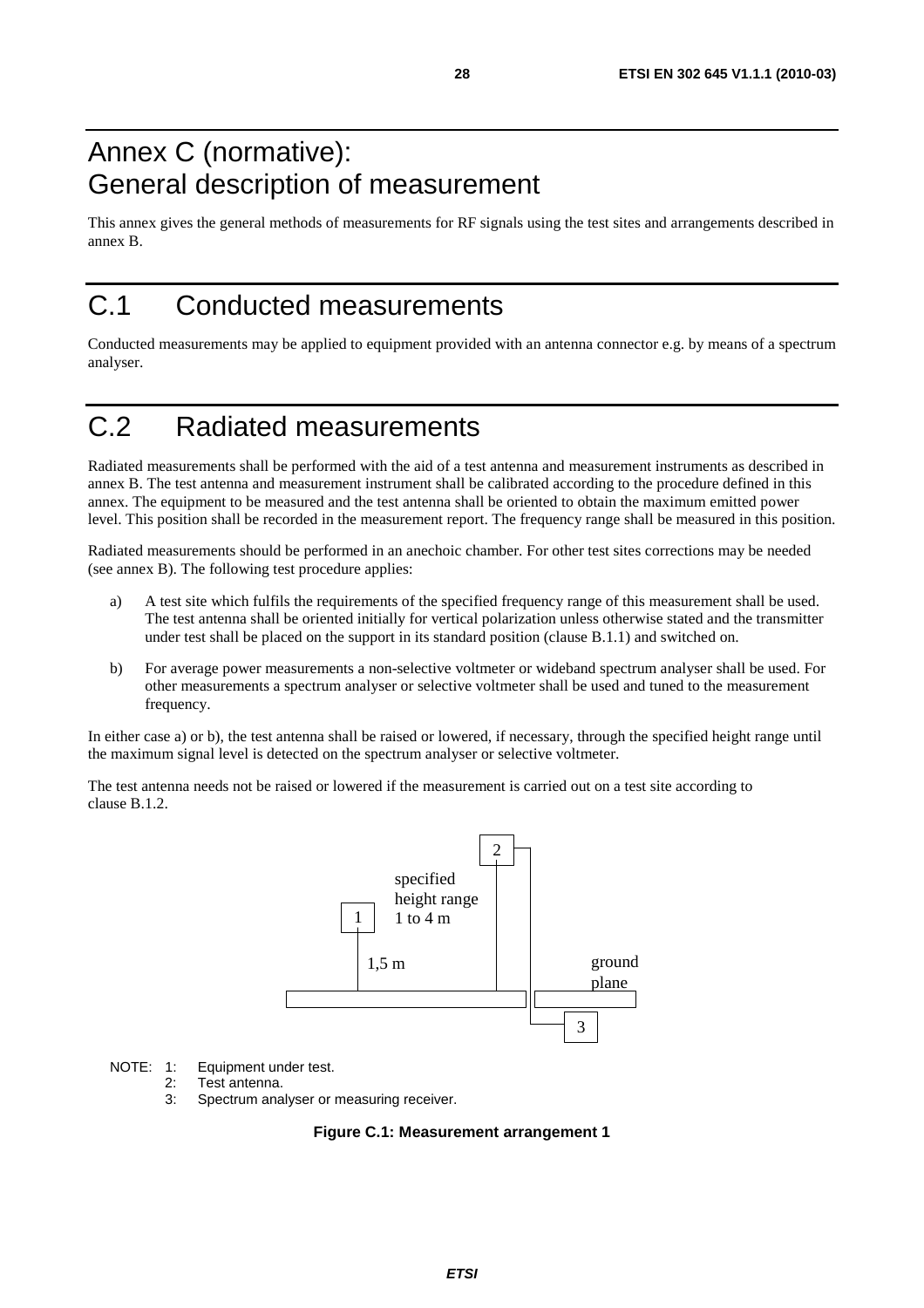# Annex C (normative): General description of measurement

This annex gives the general methods of measurements for RF signals using the test sites and arrangements described in annex B.

# C.1 Conducted measurements

Conducted measurements may be applied to equipment provided with an antenna connector e.g. by means of a spectrum analyser.

# C.2 Radiated measurements

Radiated measurements shall be performed with the aid of a test antenna and measurement instruments as described in annex B. The test antenna and measurement instrument shall be calibrated according to the procedure defined in this annex. The equipment to be measured and the test antenna shall be oriented to obtain the maximum emitted power level. This position shall be recorded in the measurement report. The frequency range shall be measured in this position.

Radiated measurements should be performed in an anechoic chamber. For other test sites corrections may be needed (see annex B). The following test procedure applies:

a) A test site which fulfils the requirements of the specified frequency range of this measurement shall be used. The test antenna shall be oriented initially for vertical polarization unless otherwise stated and the transmitter under test shall be placed on the support in its standard position (clause B.1.1) and switched on.

b) For average power measurements a non-selective voltmeter or wideband spectrum analyser shall be used. For other measurements a spectrum analyser or selective voltmeter shall be used and tuned to the measurement frequency.

In either case a) or b), the test antenna shall be raised or lowered, if necessary, through the specified height range until the maximum signal level is detected on the spectrum analyser or selective voltmeter.

The test antenna needs not be raised or lowered if the measurement is carried out on a test site according to clause B.1.2.

2

specified height range 1 to 4 m

1

1,5 m

ground plane

3

NOTE: 1: Equipment under test.
2: Test antenna.
3: Spectrum analyser or measuring receiver.

**Figure C.1: Measurement arrangement 1**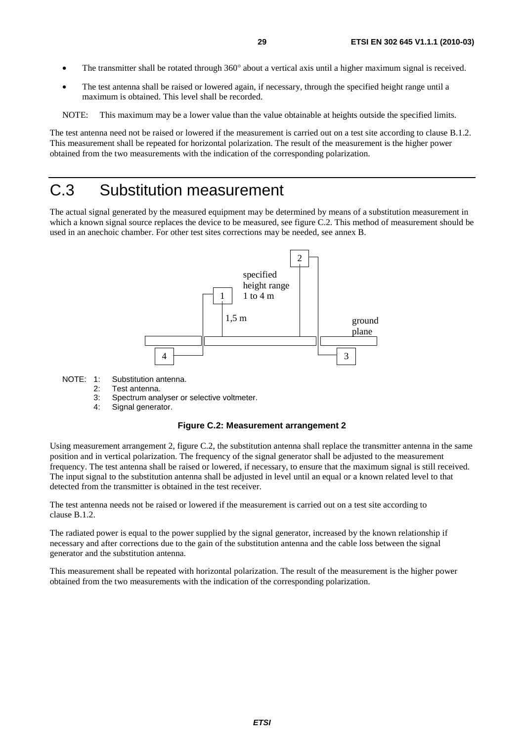- The transmitter shall be rotated through 360° about a vertical axis until a higher maximum signal is received.
- The test antenna shall be raised or lowered again, if necessary, through the specified height range until a maximum is obtained. This level shall be recorded.

NOTE: This maximum may be a lower value than the value obtainable at heights outside the specified limits.

The test antenna need not be raised or lowered if the measurement is carried out on a test site according to clause B.1.2. This measurement shall be repeated for horizontal polarization. The result of the measurement is the higher power obtained from the two measurements with the indication of the corresponding polarization.

# C.3 Substitution measurement

The actual signal generated by the measured equipment may be determined by means of a substitution measurement in which a known signal source replaces the device to be measured, see figure C.2. This method of measurement should be used in an anechoic chamber. For other test sites corrections may be needed, see annex B.

specified height range 1 to 4 m

1,5 m

ground plane

NOTE: 1: Substitution antenna.
2: Test antenna.
3: Spectrum analyser or selective voltmeter.
4: Signal generator.

**Figure C.2: Measurement arrangement 2**

Using measurement arrangement 2, figure C.2, the substitution antenna shall replace the transmitter antenna in the same position and in vertical polarization. The frequency of the signal generator shall be adjusted to the measurement frequency. The test antenna shall be raised or lowered, if necessary, to ensure that the maximum signal is still received. The input signal to the substitution antenna shall be adjusted in level until an equal or a known related level to that detected from the transmitter is obtained in the test receiver.

The test antenna needs not be raised or lowered if the measurement is carried out on a test site according to clause B.1.2.

The radiated power is equal to the power supplied by the signal generator, increased by the known relationship if necessary and after corrections due to the gain of the substitution antenna and the cable loss between the signal generator and the substitution antenna.

This measurement shall be repeated with horizontal polarization. The result of the measurement is the higher power obtained from the two measurements with the indication of the corresponding polarization.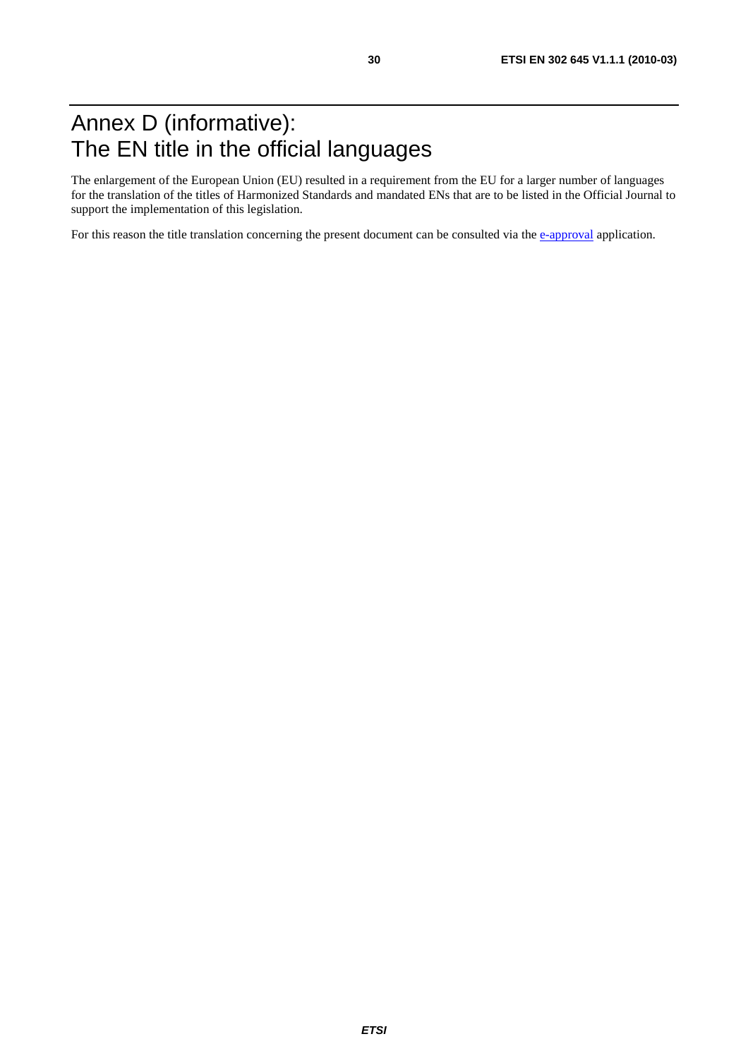# Annex D (informative): The EN title in the official languages

The enlargement of the European Union (EU) resulted in a requirement from the EU for a larger number of languages for the translation of the titles of Harmonized Standards and mandated ENs that are to be listed in the Official Journal to support the implementation of this legislation.

For this reason the title translation concerning the present document can be consulted via the e-approval application.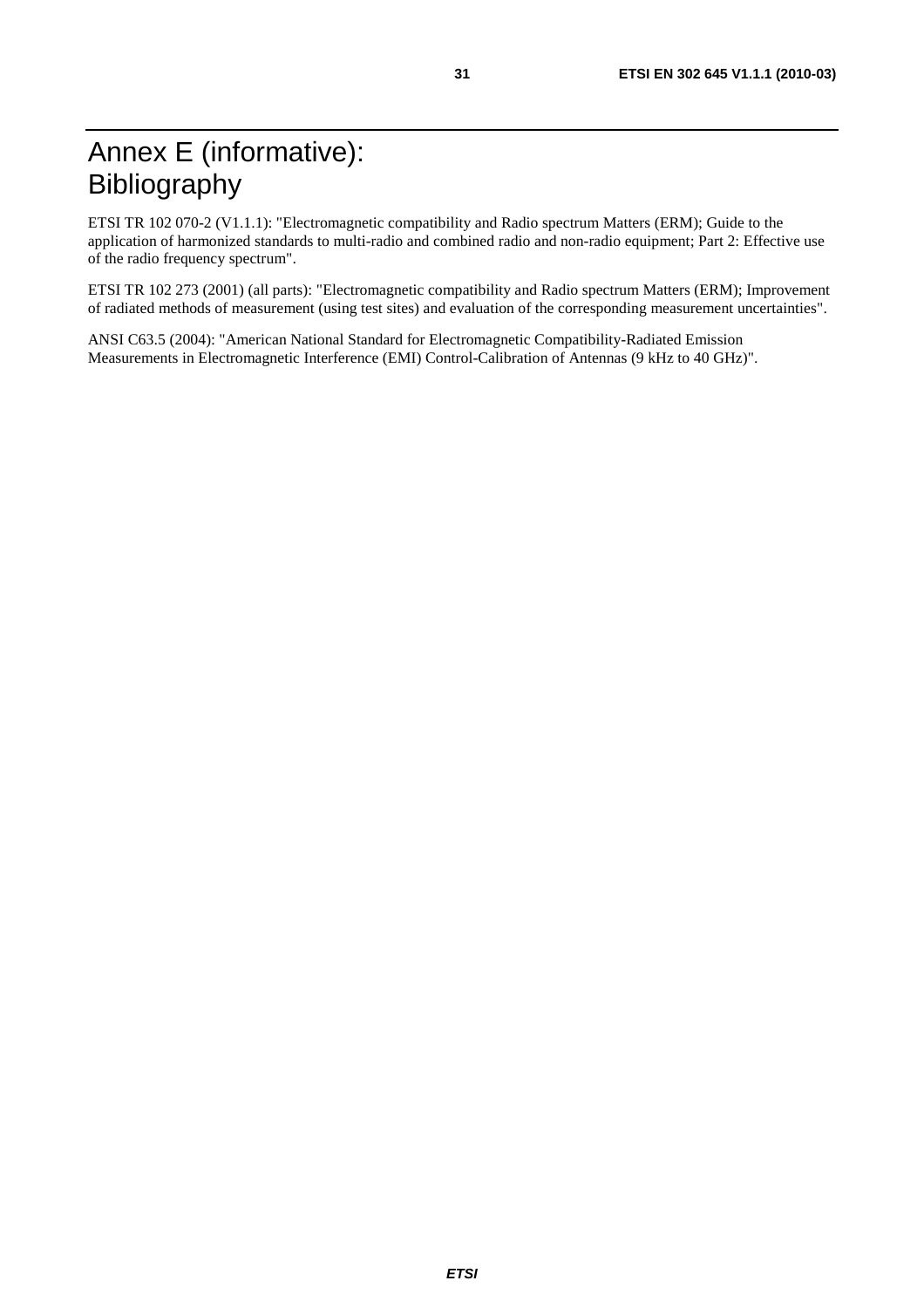# Annex E (informative): Bibliography

ETSI TR 102 070-2 (V1.1.1): "Electromagnetic compatibility and Radio spectrum Matters (ERM); Guide to the application of harmonized standards to multi-radio and combined radio and non-radio equipment; Part 2: Effective use of the radio frequency spectrum".

ETSI TR 102 273 (2001) (all parts): "Electromagnetic compatibility and Radio spectrum Matters (ERM); Improvement of radiated methods of measurement (using test sites) and evaluation of the corresponding measurement uncertainties".

ANSI C63.5 (2004): "American National Standard for Electromagnetic Compatibility-Radiated Emission Measurements in Electromagnetic Interference (EMI) Control-Calibration of Antennas (9 kHz to 40 GHz)".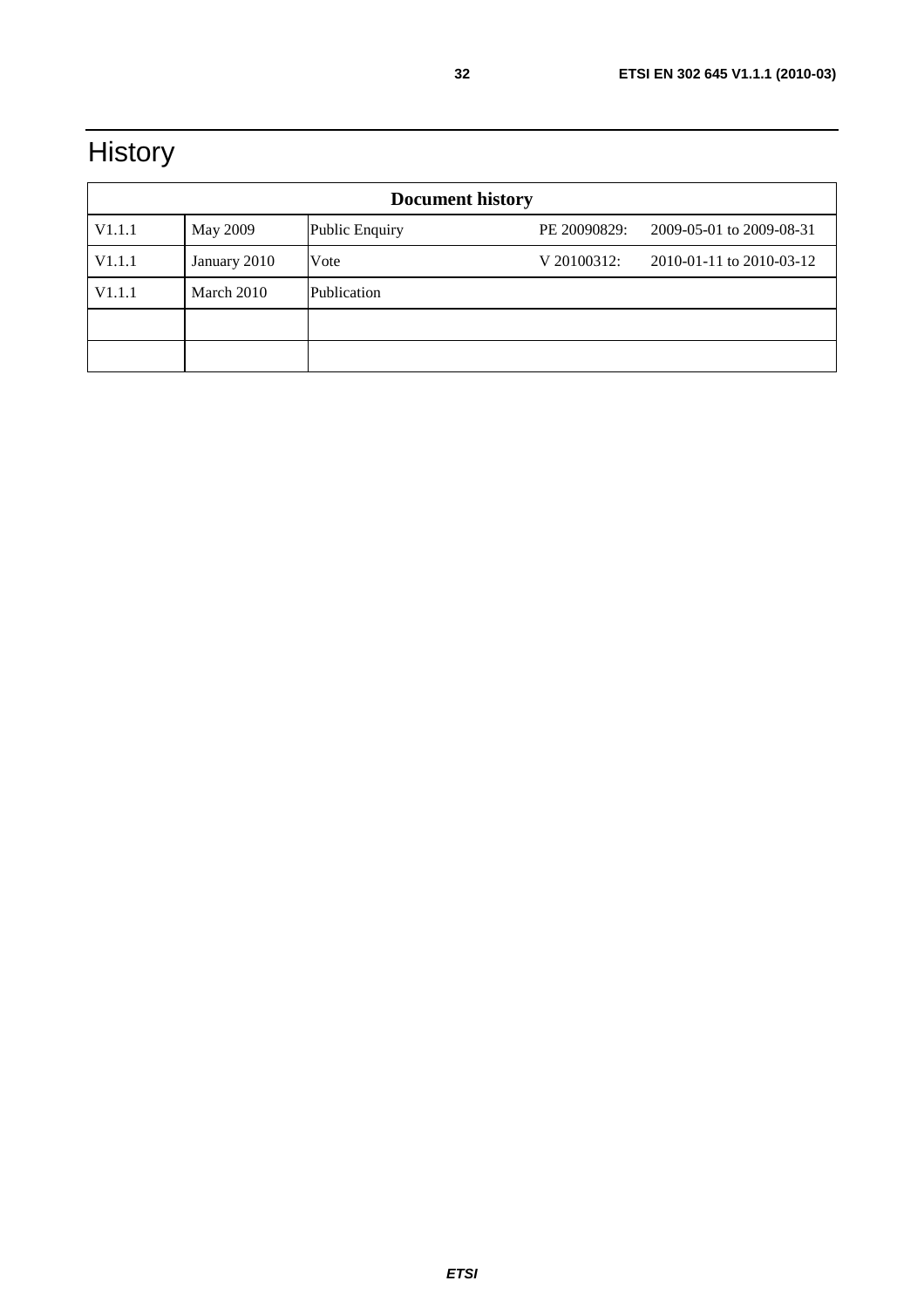# History

| Document history | | | | |
|---|---|---|---|---|
| V1.1.1 | May 2009 | Public Enquiry | PE 20090829: | 2009-05-01 to 2009-08-31 |
| V1.1.1 | January 2010 | Vote | V 20100312: | 2010-01-11 to 2010-03-12 |
| V1.1.1 | March 2010 | Publication | | |
| | | | | |
| | | | | |